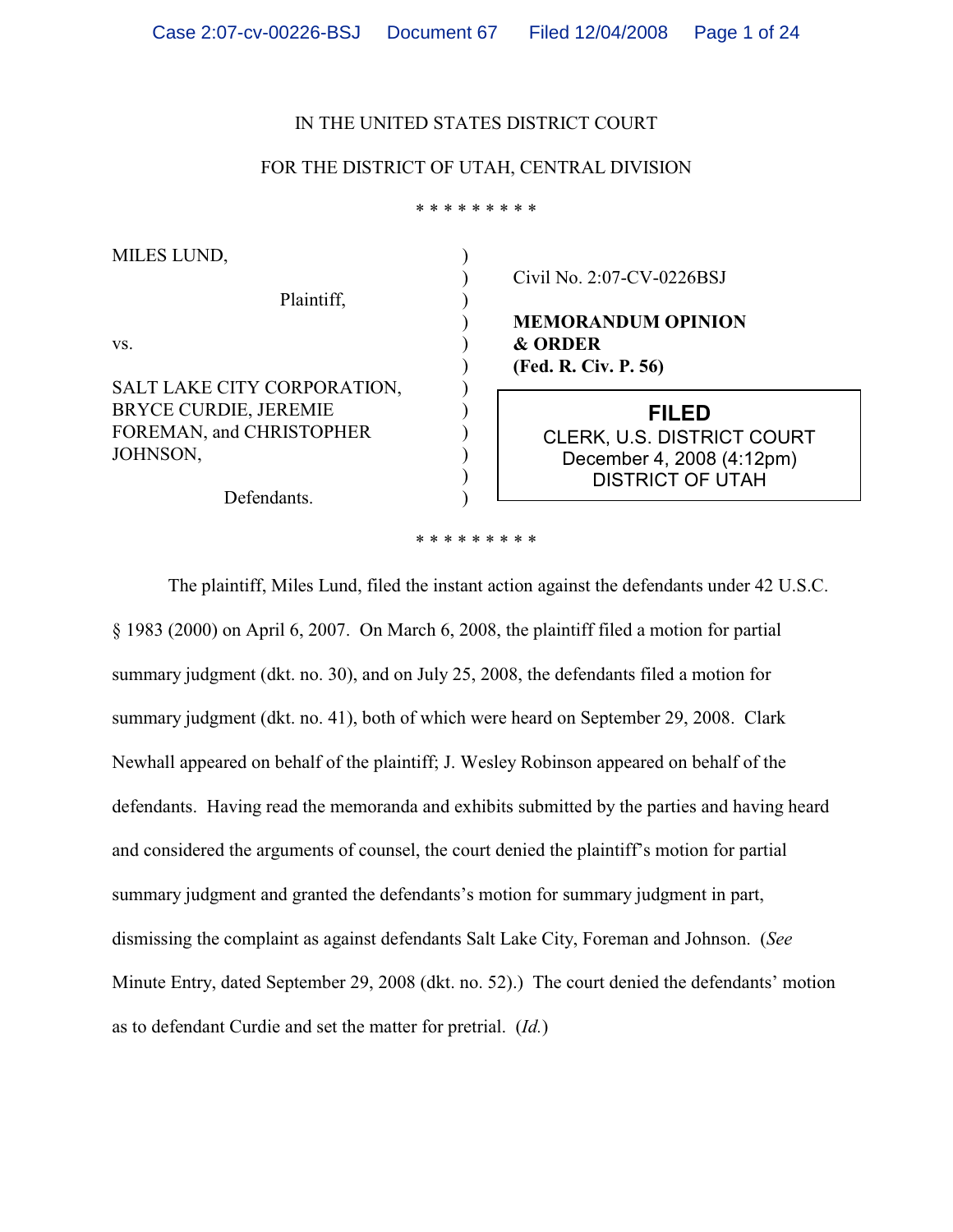IN THE UNITED STATES DISTRICT COURT

FOR THE DISTRICT OF UTAH, CENTRAL DIVISION

\* \* \* \* \* \* \* \* \*

| | |
|---|---|
| MILES LUND, Plaintiff, | Civil No. 2:07-CV-0226BSJ |
| vs. | **MEMORANDUM OPINION & ORDER (Fed. R. Civ. P. 56)** |
| SALT LAKE CITY CORPORATION, BRYCE CURDIE, JEREMIE FOREMAN, and CHRISTOPHER JOHNSON, Defendants. | **FILED** CLERK, U.S. DISTRICT COURT December 4, 2008 (4:12pm) DISTRICT OF UTAH |

\* \* \* \* \* \* \* \* \*

The plaintiff, Miles Lund, filed the instant action against the defendants under 42 U.S.C. § 1983 (2000) on April 6, 2007. On March 6, 2008, the plaintiff filed a motion for partial summary judgment (dkt. no. 30), and on July 25, 2008, the defendants filed a motion for summary judgment (dkt. no. 41), both of which were heard on September 29, 2008. Clark Newhall appeared on behalf of the plaintiff; J. Wesley Robinson appeared on behalf of the defendants. Having read the memoranda and exhibits submitted by the parties and having heard and considered the arguments of counsel, the court denied the plaintiff's motion for partial summary judgment and granted the defendants's motion for summary judgment in part, dismissing the complaint as against defendants Salt Lake City, Foreman and Johnson. (*See* Minute Entry, dated September 29, 2008 (dkt. no. 52).) The court denied the defendants' motion as to defendant Curdie and set the matter for pretrial. (*Id.*)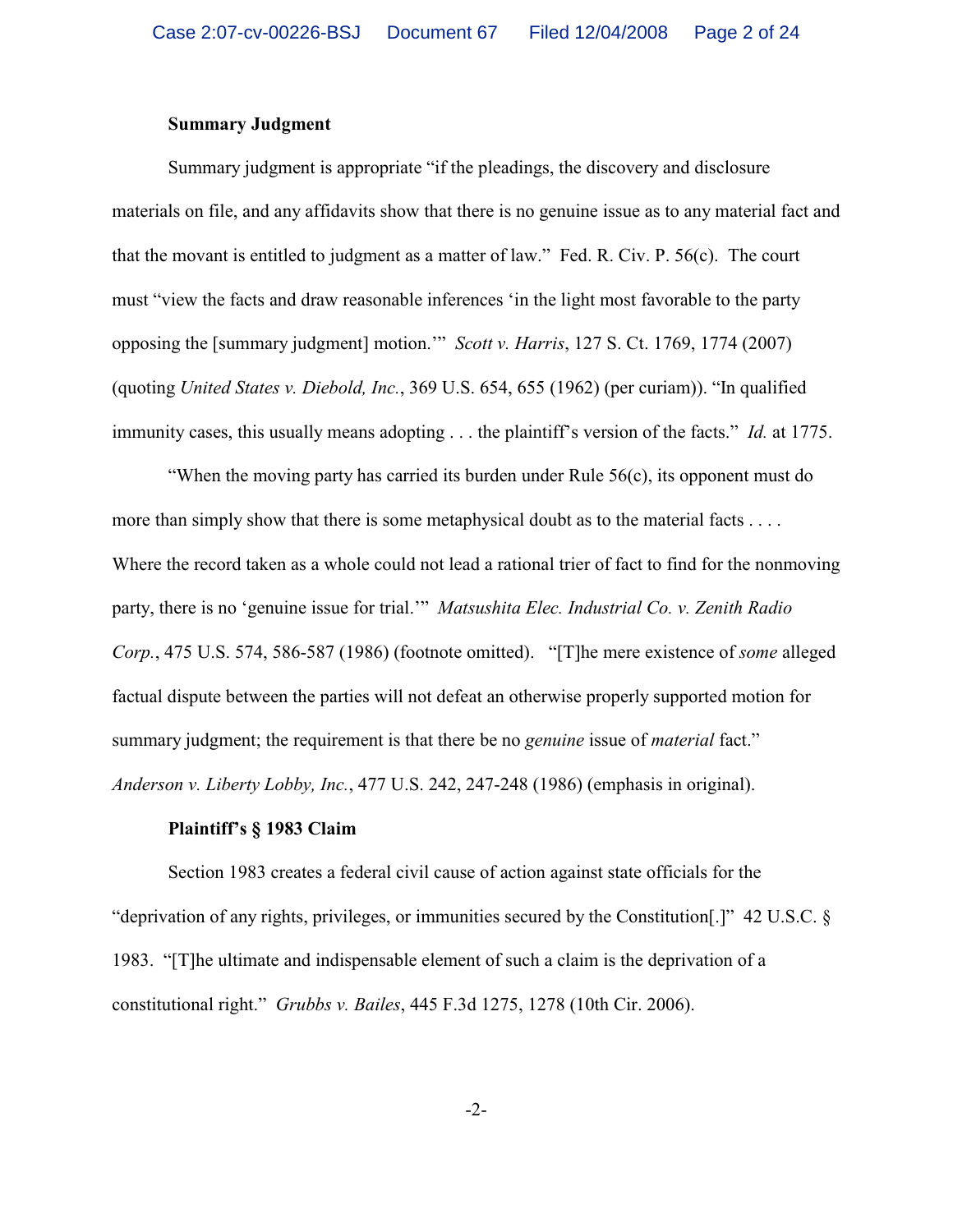**Summary Judgment**

Summary judgment is appropriate "if the pleadings, the discovery and disclosure materials on file, and any affidavits show that there is no genuine issue as to any material fact and that the movant is entitled to judgment as a matter of law." Fed. R. Civ. P. 56(c). The court must "view the facts and draw reasonable inferences 'in the light most favorable to the party opposing the [summary judgment] motion.'" *Scott v. Harris*, 127 S. Ct. 1769, 1774 (2007) (quoting *United States v. Diebold, Inc.*, 369 U.S. 654, 655 (1962) (per curiam)). "In qualified immunity cases, this usually means adopting . . . the plaintiff's version of the facts." *Id.* at 1775.

"When the moving party has carried its burden under Rule 56(c), its opponent must do more than simply show that there is some metaphysical doubt as to the material facts . . . . Where the record taken as a whole could not lead a rational trier of fact to find for the nonmoving party, there is no 'genuine issue for trial.'" *Matsushita Elec. Industrial Co. v. Zenith Radio Corp.*, 475 U.S. 574, 586-587 (1986) (footnote omitted). "[T]he mere existence of *some* alleged factual dispute between the parties will not defeat an otherwise properly supported motion for summary judgment; the requirement is that there be no *genuine* issue of *material* fact." *Anderson v. Liberty Lobby, Inc.*, 477 U.S. 242, 247-248 (1986) (emphasis in original).

**Plaintiff's § 1983 Claim**

Section 1983 creates a federal civil cause of action against state officials for the "deprivation of any rights, privileges, or immunities secured by the Constitution[.]" 42 U.S.C. § 1983. "[T]he ultimate and indispensable element of such a claim is the deprivation of a constitutional right." *Grubbs v. Bailes*, 445 F.3d 1275, 1278 (10th Cir. 2006).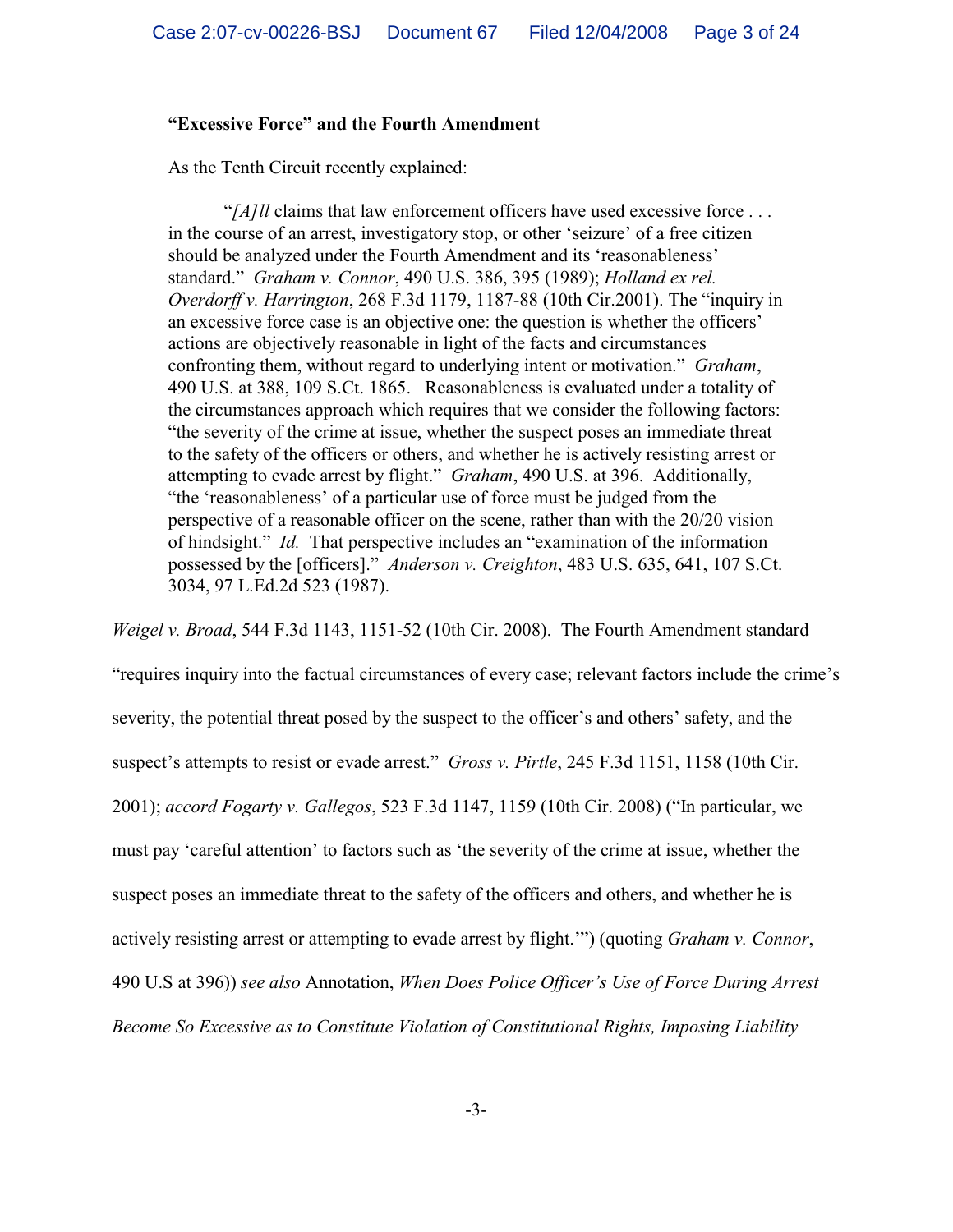**“Excessive Force” and the Fourth Amendment**

As the Tenth Circuit recently explained:

> “*[A]ll* claims that law enforcement officers have used excessive force . . . in the course of an arrest, investigatory stop, or other ‘seizure’ of a free citizen should be analyzed under the Fourth Amendment and its ‘reasonableness’ standard.” *Graham v. Connor*, 490 U.S. 386, 395 (1989); *Holland ex rel. Overdorff v. Harrington*, 268 F.3d 1179, 1187-88 (10th Cir.2001). The “inquiry in an excessive force case is an objective one: the question is whether the officers’ actions are objectively reasonable in light of the facts and circumstances confronting them, without regard to underlying intent or motivation.” *Graham*, 490 U.S. at 388, 109 S.Ct. 1865. Reasonableness is evaluated under a totality of the circumstances approach which requires that we consider the following factors: “the severity of the crime at issue, whether the suspect poses an immediate threat to the safety of the officers or others, and whether he is actively resisting arrest or attempting to evade arrest by flight.” *Graham*, 490 U.S. at 396. Additionally, “the ‘reasonableness’ of a particular use of force must be judged from the perspective of a reasonable officer on the scene, rather than with the 20/20 vision of hindsight.” *Id.* That perspective includes an “examination of the information possessed by the [officers].” *Anderson v. Creighton*, 483 U.S. 635, 641, 107 S.Ct. 3034, 97 L.Ed.2d 523 (1987).

*Weigel v. Broad*, 544 F.3d 1143, 1151-52 (10th Cir. 2008). The Fourth Amendment standard “requires inquiry into the factual circumstances of every case; relevant factors include the crime’s severity, the potential threat posed by the suspect to the officer’s and others’ safety, and the suspect’s attempts to resist or evade arrest.” *Gross v. Pirtle*, 245 F.3d 1151, 1158 (10th Cir. 2001); *accord Fogarty v. Gallegos*, 523 F.3d 1147, 1159 (10th Cir. 2008) (“In particular, we must pay ‘careful attention’ to factors such as ‘the severity of the crime at issue, whether the suspect poses an immediate threat to the safety of the officers and others, and whether he is actively resisting arrest or attempting to evade arrest by flight.’”) (quoting *Graham v. Connor*, 490 U.S at 396)) *see also* Annotation, *When Does Police Officer’s Use of Force During Arrest Become So Excessive as to Constitute Violation of Constitutional Rights, Imposing Liability*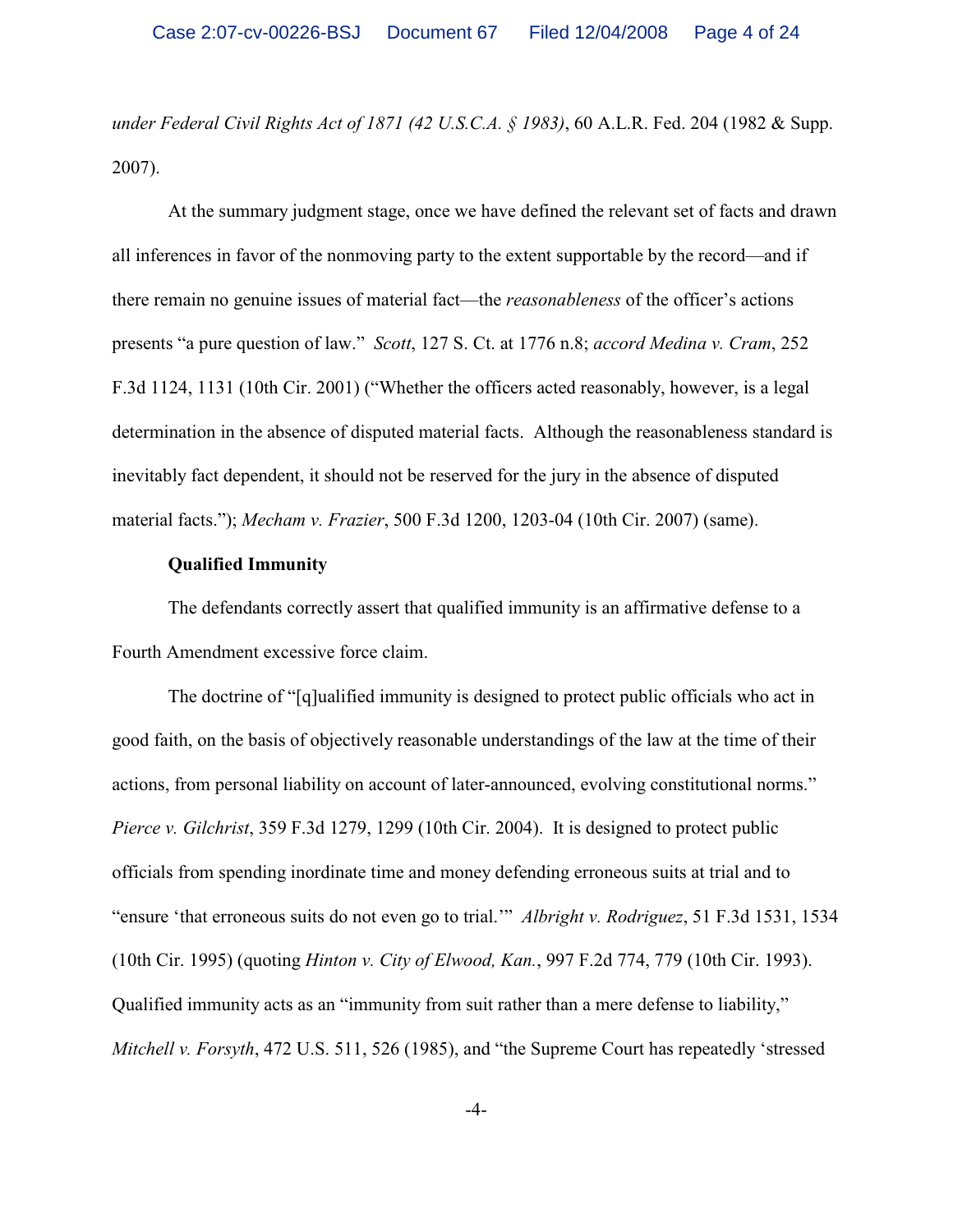*under Federal Civil Rights Act of 1871 (42 U.S.C.A. § 1983)*, 60 A.L.R. Fed. 204 (1982 & Supp. 2007).

At the summary judgment stage, once we have defined the relevant set of facts and drawn all inferences in favor of the nonmoving party to the extent supportable by the record—and if there remain no genuine issues of material fact—the *reasonableness* of the officer's actions presents "a pure question of law." *Scott*, 127 S. Ct. at 1776 n.8; *accord Medina v. Cram*, 252 F.3d 1124, 1131 (10th Cir. 2001) ("Whether the officers acted reasonably, however, is a legal determination in the absence of disputed material facts. Although the reasonableness standard is inevitably fact dependent, it should not be reserved for the jury in the absence of disputed material facts."); *Mecham v. Frazier*, 500 F.3d 1200, 1203-04 (10th Cir. 2007) (same).

**Qualified Immunity**

The defendants correctly assert that qualified immunity is an affirmative defense to a Fourth Amendment excessive force claim.

The doctrine of "[q]ualified immunity is designed to protect public officials who act in good faith, on the basis of objectively reasonable understandings of the law at the time of their actions, from personal liability on account of later-announced, evolving constitutional norms." *Pierce v. Gilchrist*, 359 F.3d 1279, 1299 (10th Cir. 2004). It is designed to protect public officials from spending inordinate time and money defending erroneous suits at trial and to "ensure 'that erroneous suits do not even go to trial.'" *Albright v. Rodriguez*, 51 F.3d 1531, 1534 (10th Cir. 1995) (quoting *Hinton v. City of Elwood, Kan.*, 997 F.2d 774, 779 (10th Cir. 1993). Qualified immunity acts as an "immunity from suit rather than a mere defense to liability," *Mitchell v. Forsyth*, 472 U.S. 511, 526 (1985), and "the Supreme Court has repeatedly 'stressed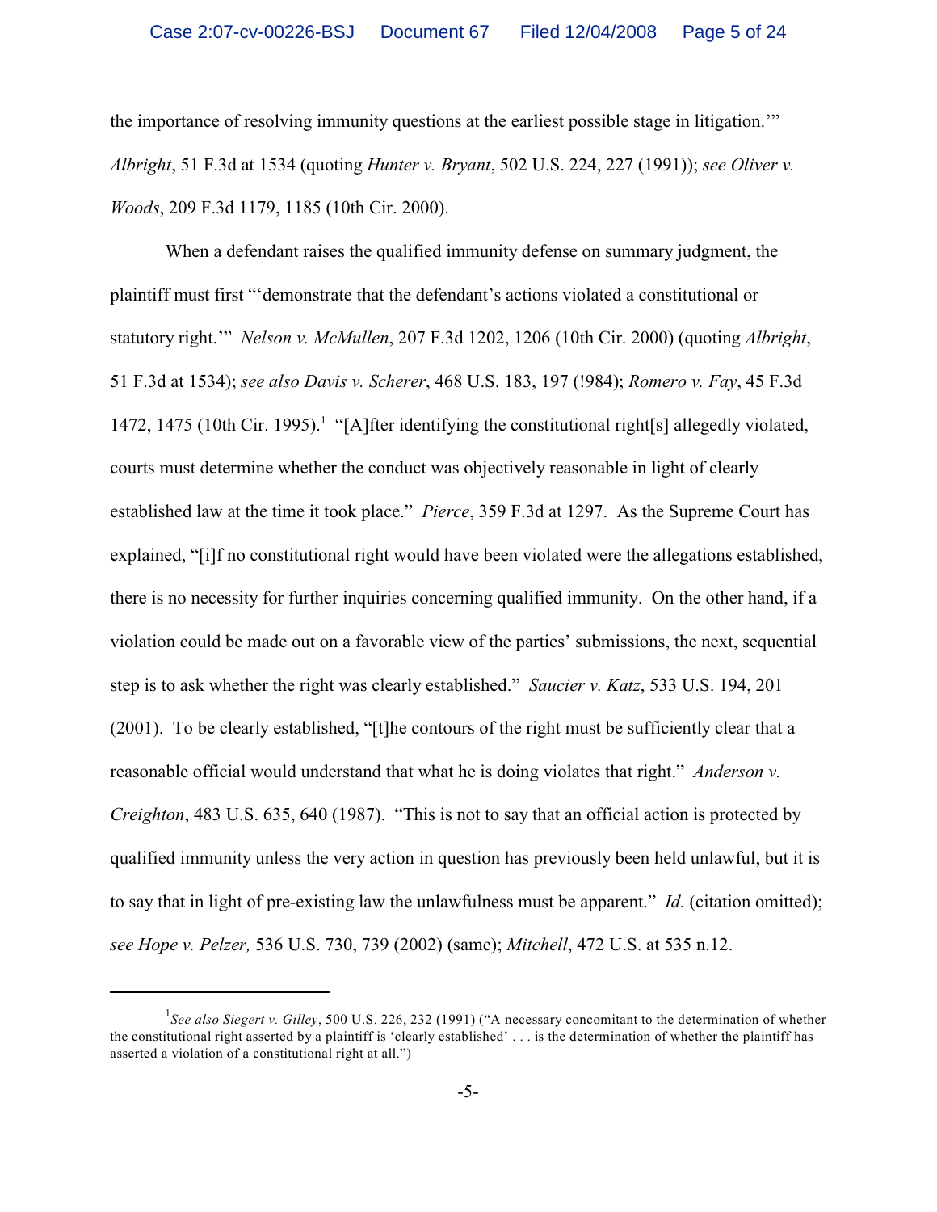the importance of resolving immunity questions at the earliest possible stage in litigation.'" *Albright*, 51 F.3d at 1534 (quoting *Hunter v. Bryant*, 502 U.S. 224, 227 (1991)); *see Oliver v. Woods*, 209 F.3d 1179, 1185 (10th Cir. 2000).

When a defendant raises the qualified immunity defense on summary judgment, the plaintiff must first "'demonstrate that the defendant's actions violated a constitutional or statutory right.'" *Nelson v. McMullen*, 207 F.3d 1202, 1206 (10th Cir. 2000) (quoting *Albright*, 51 F.3d at 1534); *see also Davis v. Scherer*, 468 U.S. 183, 197 (!984); *Romero v. Fay*, 45 F.3d 1472, 1475 (10th Cir. 1995).[1] "[A]fter identifying the constitutional right[s] allegedly violated, courts must determine whether the conduct was objectively reasonable in light of clearly established law at the time it took place." *Pierce*, 359 F.3d at 1297. As the Supreme Court has explained, "[i]f no constitutional right would have been violated were the allegations established, there is no necessity for further inquiries concerning qualified immunity. On the other hand, if a violation could be made out on a favorable view of the parties' submissions, the next, sequential step is to ask whether the right was clearly established." *Saucier v. Katz*, 533 U.S. 194, 201 (2001). To be clearly established, "[t]he contours of the right must be sufficiently clear that a reasonable official would understand that what he is doing violates that right." *Anderson v. Creighton*, 483 U.S. 635, 640 (1987). "This is not to say that an official action is protected by qualified immunity unless the very action in question has previously been held unlawful, but it is to say that in light of pre-existing law the unlawfulness must be apparent." *Id.* (citation omitted); *see Hope v. Pelzer,* 536 U.S. 730, 739 (2002) (same); *Mitchell*, 472 U.S. at 535 n.12.

---

[1] *See also Siegert v. Gilley*, 500 U.S. 226, 232 (1991) ("A necessary concomitant to the determination of whether the constitutional right asserted by a plaintiff is 'clearly established' . . . is the determination of whether the plaintiff has asserted a violation of a constitutional right at all.")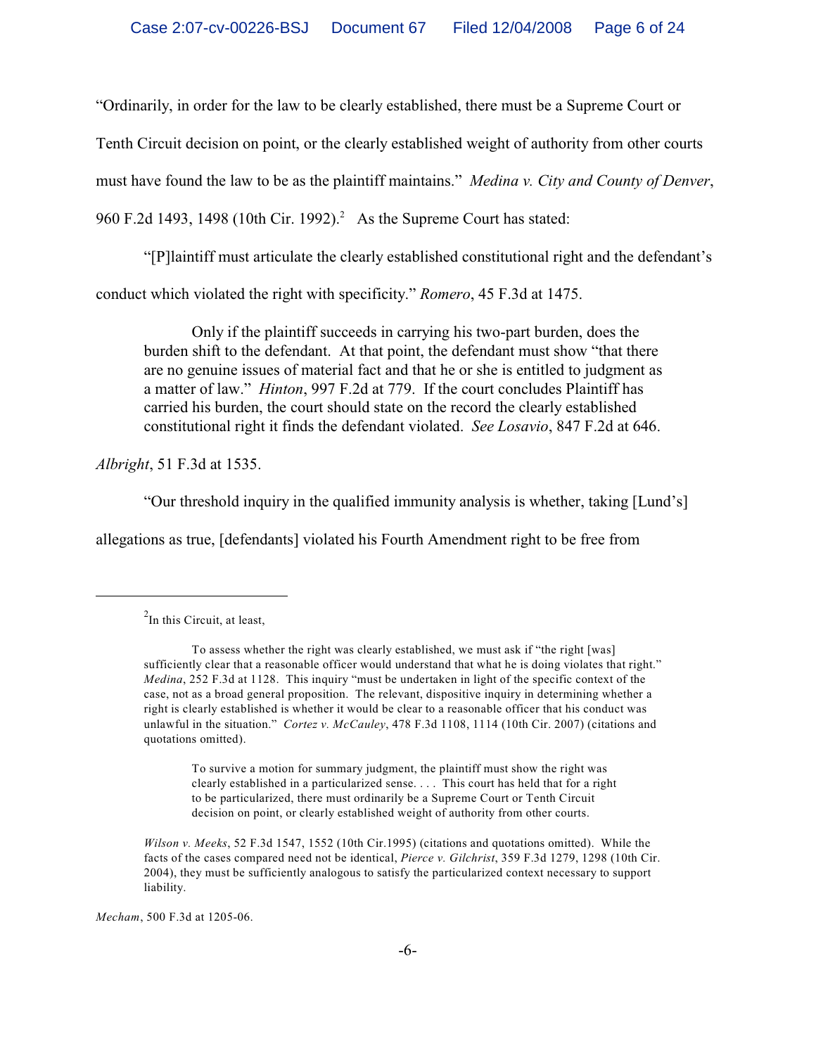"Ordinarily, in order for the law to be clearly established, there must be a Supreme Court or Tenth Circuit decision on point, or the clearly established weight of authority from other courts must have found the law to be as the plaintiff maintains." *Medina v. City and County of Denver*, 960 F.2d 1493, 1498 (10th Cir. 1992).[2] As the Supreme Court has stated:

"[P]laintiff must articulate the clearly established constitutional right and the defendant's conduct which violated the right with specificity." *Romero*, 45 F.3d at 1475.

> Only if the plaintiff succeeds in carrying his two-part burden, does the burden shift to the defendant. At that point, the defendant must show "that there are no genuine issues of material fact and that he or she is entitled to judgment as a matter of law." *Hinton*, 997 F.2d at 779. If the court concludes Plaintiff has carried his burden, the court should state on the record the clearly established constitutional right it finds the defendant violated. *See Losavio*, 847 F.2d at 646.

*Albright*, 51 F.3d at 1535.

"Our threshold inquiry in the qualified immunity analysis is whether, taking [Lund's] allegations as true, [defendants] violated his Fourth Amendment right to be free from

---

[2] In this Circuit, at least,

> To assess whether the right was clearly established, we must ask if "the right [was] sufficiently clear that a reasonable officer would understand that what he is doing violates that right." *Medina*, 252 F.3d at 1128. This inquiry "must be undertaken in light of the specific context of the case, not as a broad general proposition. The relevant, dispositive inquiry in determining whether a right is clearly established is whether it would be clear to a reasonable officer that his conduct was unlawful in the situation." *Cortez v. McCauley*, 478 F.3d 1108, 1114 (10th Cir. 2007) (citations and quotations omitted).
>
> > To survive a motion for summary judgment, the plaintiff must show the right was clearly established in a particularized sense. . . . This court has held that for a right to be particularized, there must ordinarily be a Supreme Court or Tenth Circuit decision on point, or clearly established weight of authority from other courts.
>
> *Wilson v. Meeks*, 52 F.3d 1547, 1552 (10th Cir.1995) (citations and quotations omitted). While the facts of the cases compared need not be identical, *Pierce v. Gilchrist*, 359 F.3d 1279, 1298 (10th Cir. 2004), they must be sufficiently analogous to satisfy the particularized context necessary to support liability.

*Mecham*, 500 F.3d at 1205-06.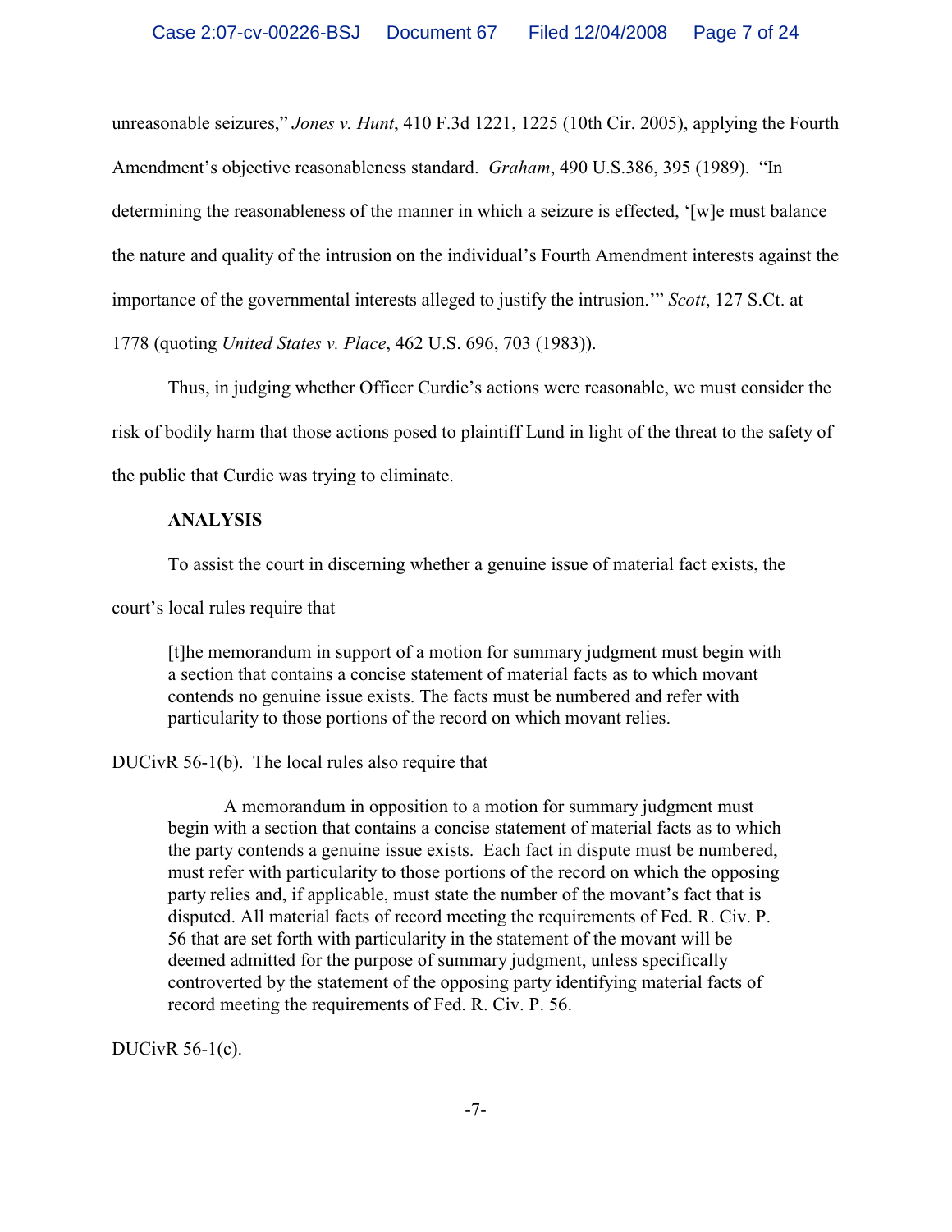unreasonable seizures," *Jones v. Hunt*, 410 F.3d 1221, 1225 (10th Cir. 2005), applying the Fourth Amendment's objective reasonableness standard. *Graham*, 490 U.S.386, 395 (1989). "In determining the reasonableness of the manner in which a seizure is effected, '[w]e must balance the nature and quality of the intrusion on the individual's Fourth Amendment interests against the importance of the governmental interests alleged to justify the intrusion.'" *Scott*, 127 S.Ct. at 1778 (quoting *United States v. Place*, 462 U.S. 696, 703 (1983)).

Thus, in judging whether Officer Curdie's actions were reasonable, we must consider the risk of bodily harm that those actions posed to plaintiff Lund in light of the threat to the safety of the public that Curdie was trying to eliminate.

**ANALYSIS**

To assist the court in discerning whether a genuine issue of material fact exists, the court's local rules require that

> [t]he memorandum in support of a motion for summary judgment must begin with a section that contains a concise statement of material facts as to which movant contends no genuine issue exists. The facts must be numbered and refer with particularity to those portions of the record on which movant relies.

DUCivR 56-1(b). The local rules also require that

> A memorandum in opposition to a motion for summary judgment must begin with a section that contains a concise statement of material facts as to which the party contends a genuine issue exists. Each fact in dispute must be numbered, must refer with particularity to those portions of the record on which the opposing party relies and, if applicable, must state the number of the movant's fact that is disputed. All material facts of record meeting the requirements of Fed. R. Civ. P. 56 that are set forth with particularity in the statement of the movant will be deemed admitted for the purpose of summary judgment, unless specifically controverted by the statement of the opposing party identifying material facts of record meeting the requirements of Fed. R. Civ. P. 56.

DUCivR 56-1(c).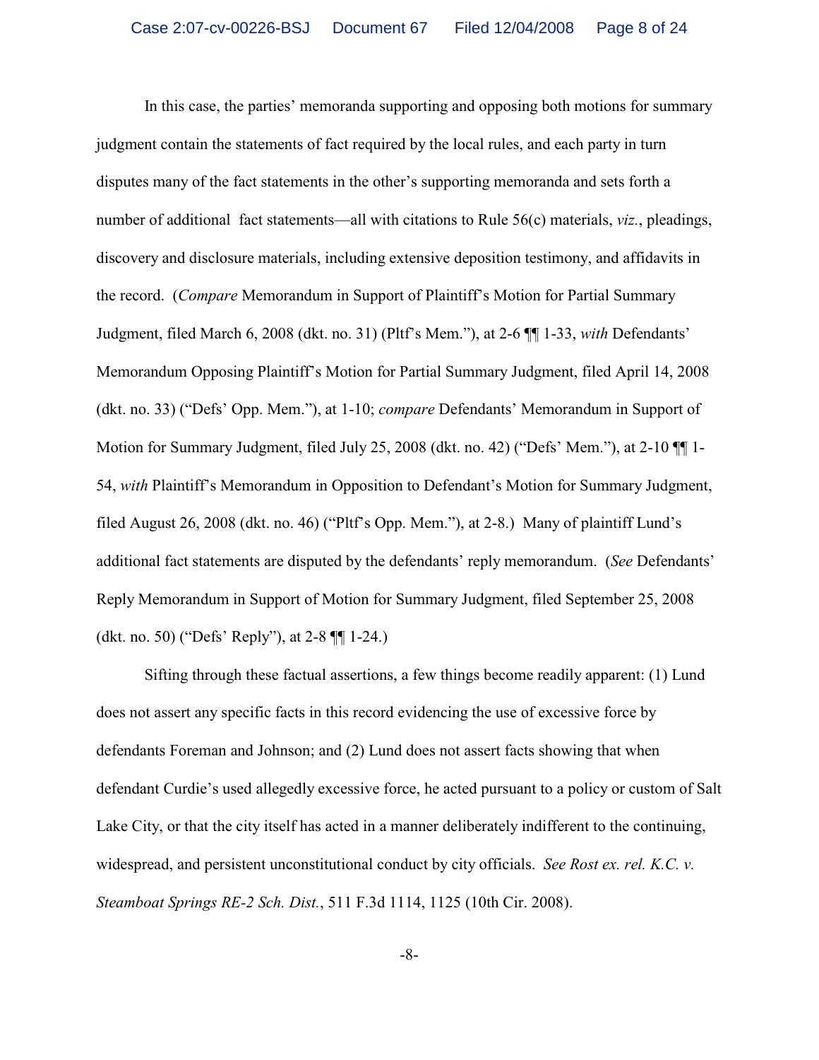In this case, the parties' memoranda supporting and opposing both motions for summary judgment contain the statements of fact required by the local rules, and each party in turn disputes many of the fact statements in the other's supporting memoranda and sets forth a number of additional fact statements—all with citations to Rule 56(c) materials, *viz.*, pleadings, discovery and disclosure materials, including extensive deposition testimony, and affidavits in the record. (*Compare* Memorandum in Support of Plaintiff's Motion for Partial Summary Judgment, filed March 6, 2008 (dkt. no. 31) (Pltf's Mem."), at 2-6 ¶¶ 1-33, *with* Defendants' Memorandum Opposing Plaintiff's Motion for Partial Summary Judgment, filed April 14, 2008 (dkt. no. 33) ("Defs' Opp. Mem."), at 1-10; *compare* Defendants' Memorandum in Support of Motion for Summary Judgment, filed July 25, 2008 (dkt. no. 42) ("Defs' Mem."), at 2-10 ¶¶ 1-54, *with* Plaintiff's Memorandum in Opposition to Defendant's Motion for Summary Judgment, filed August 26, 2008 (dkt. no. 46) ("Pltf's Opp. Mem."), at 2-8.) Many of plaintiff Lund's additional fact statements are disputed by the defendants' reply memorandum. (*See* Defendants' Reply Memorandum in Support of Motion for Summary Judgment, filed September 25, 2008 (dkt. no. 50) ("Defs' Reply"), at 2-8 ¶¶ 1-24.)

Sifting through these factual assertions, a few things become readily apparent: (1) Lund does not assert any specific facts in this record evidencing the use of excessive force by defendants Foreman and Johnson; and (2) Lund does not assert facts showing that when defendant Curdie's used allegedly excessive force, he acted pursuant to a policy or custom of Salt Lake City, or that the city itself has acted in a manner deliberately indifferent to the continuing, widespread, and persistent unconstitutional conduct by city officials. *See Rost ex. rel. K.C. v. Steamboat Springs RE-2 Sch. Dist.*, 511 F.3d 1114, 1125 (10th Cir. 2008).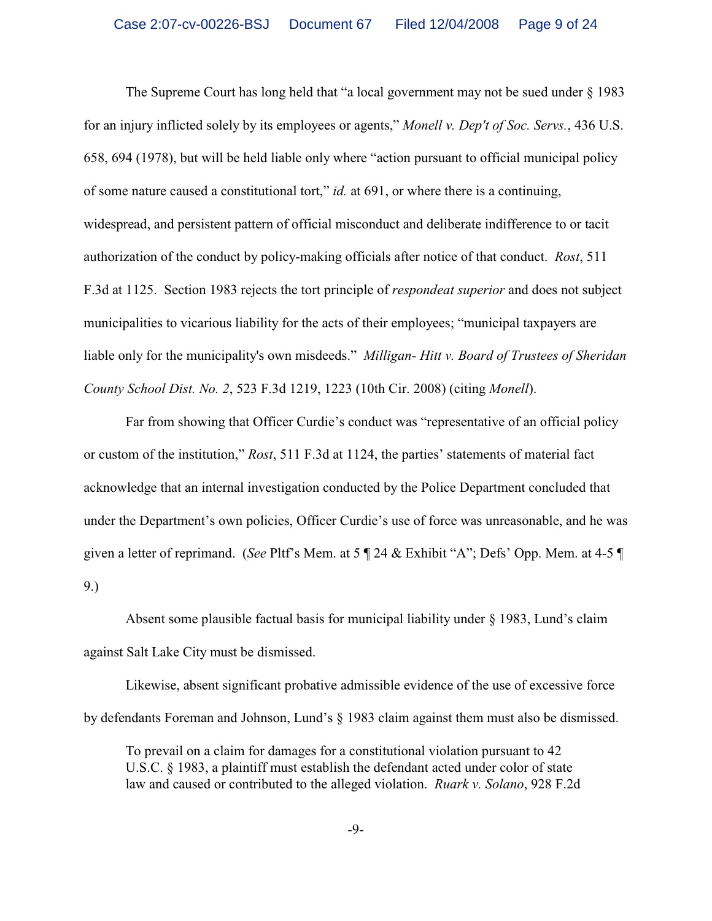The Supreme Court has long held that "a local government may not be sued under § 1983 for an injury inflicted solely by its employees or agents," *Monell v. Dep't of Soc. Servs.*, 436 U.S. 658, 694 (1978), but will be held liable only where "action pursuant to official municipal policy of some nature caused a constitutional tort," *id.* at 691, or where there is a continuing, widespread, and persistent pattern of official misconduct and deliberate indifference to or tacit authorization of the conduct by policy-making officials after notice of that conduct. *Rost*, 511 F.3d at 1125. Section 1983 rejects the tort principle of *respondeat superior* and does not subject municipalities to vicarious liability for the acts of their employees; "municipal taxpayers are liable only for the municipality's own misdeeds." *Milligan- Hitt v. Board of Trustees of Sheridan County School Dist. No. 2*, 523 F.3d 1219, 1223 (10th Cir. 2008) (citing *Monell*).

Far from showing that Officer Curdie's conduct was "representative of an official policy or custom of the institution," *Rost*, 511 F.3d at 1124, the parties' statements of material fact acknowledge that an internal investigation conducted by the Police Department concluded that under the Department's own policies, Officer Curdie's use of force was unreasonable, and he was given a letter of reprimand. (*See* Pltf's Mem. at 5 ¶ 24 & Exhibit "A"; Defs' Opp. Mem. at 4-5 ¶ 9.)

Absent some plausible factual basis for municipal liability under § 1983, Lund's claim against Salt Lake City must be dismissed.

Likewise, absent significant probative admissible evidence of the use of excessive force by defendants Foreman and Johnson, Lund's § 1983 claim against them must also be dismissed.

> To prevail on a claim for damages for a constitutional violation pursuant to 42 U.S.C. § 1983, a plaintiff must establish the defendant acted under color of state law and caused or contributed to the alleged violation. *Ruark v. Solano*, 928 F.2d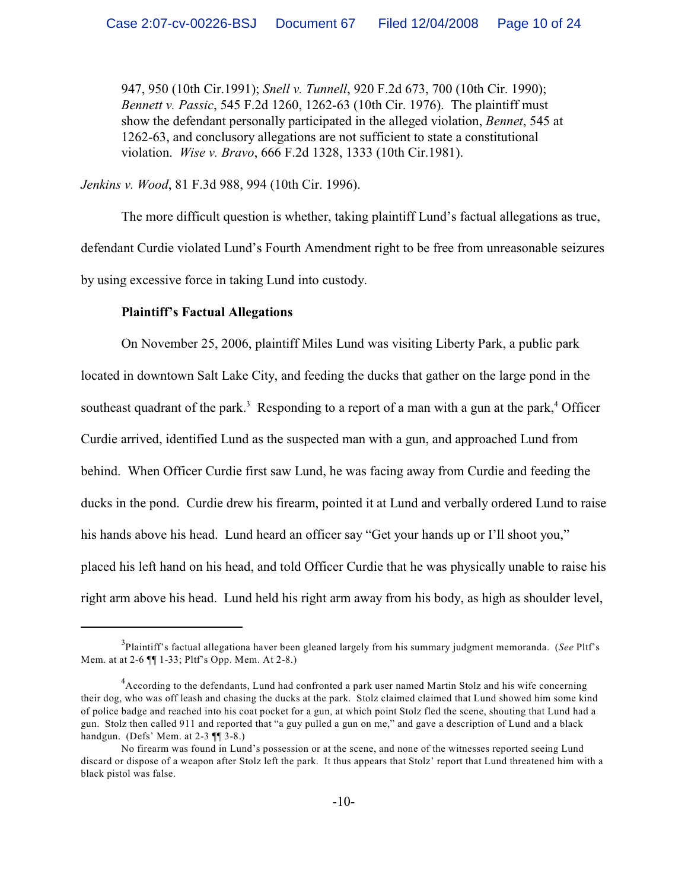947, 950 (10th Cir.1991); *Snell v. Tunnell*, 920 F.2d 673, 700 (10th Cir. 1990); *Bennett v. Passic*, 545 F.2d 1260, 1262-63 (10th Cir. 1976). The plaintiff must show the defendant personally participated in the alleged violation, *Bennet*, 545 at 1262-63, and conclusory allegations are not sufficient to state a constitutional violation. *Wise v. Bravo*, 666 F.2d 1328, 1333 (10th Cir.1981).

*Jenkins v. Wood*, 81 F.3d 988, 994 (10th Cir. 1996).

The more difficult question is whether, taking plaintiff Lund's factual allegations as true, defendant Curdie violated Lund's Fourth Amendment right to be free from unreasonable seizures by using excessive force in taking Lund into custody.

**Plaintiff's Factual Allegations**

On November 25, 2006, plaintiff Miles Lund was visiting Liberty Park, a public park located in downtown Salt Lake City, and feeding the ducks that gather on the large pond in the southeast quadrant of the park.[3] Responding to a report of a man with a gun at the park,[4] Officer Curdie arrived, identified Lund as the suspected man with a gun, and approached Lund from behind. When Officer Curdie first saw Lund, he was facing away from Curdie and feeding the ducks in the pond. Curdie drew his firearm, pointed it at Lund and verbally ordered Lund to raise his hands above his head. Lund heard an officer say "Get your hands up or I'll shoot you," placed his left hand on his head, and told Officer Curdie that he was physically unable to raise his right arm above his head. Lund held his right arm away from his body, as high as shoulder level,

---

[3]Plaintiff's factual allegationa haver been gleaned largely from his summary judgment memoranda. (*See* Pltf's Mem. at at 2-6 ¶¶ 1-33; Pltf's Opp. Mem. At 2-8.)

[4]According to the defendants, Lund had confronted a park user named Martin Stolz and his wife concerning their dog, who was off leash and chasing the ducks at the park. Stolz claimed claimed that Lund showed him some kind of police badge and reached into his coat pocket for a gun, at which point Stolz fled the scene, shouting that Lund had a gun. Stolz then called 911 and reported that "a guy pulled a gun on me," and gave a description of Lund and a black handgun. (Defs' Mem. at 2-3 ¶¶ 3-8.)

No firearm was found in Lund's possession or at the scene, and none of the witnesses reported seeing Lund discard or dispose of a weapon after Stolz left the park. It thus appears that Stolz' report that Lund threatened him with a black pistol was false.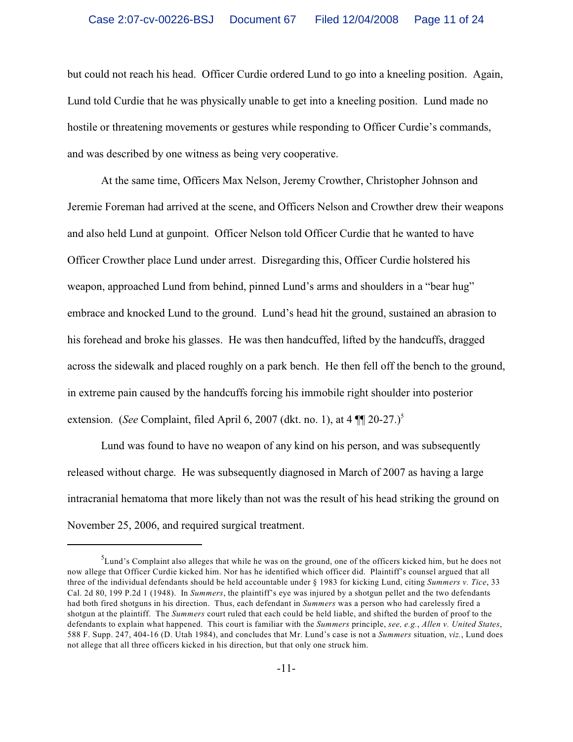but could not reach his head. Officer Curdie ordered Lund to go into a kneeling position. Again, Lund told Curdie that he was physically unable to get into a kneeling position. Lund made no hostile or threatening movements or gestures while responding to Officer Curdie's commands, and was described by one witness as being very cooperative.

At the same time, Officers Max Nelson, Jeremy Crowther, Christopher Johnson and Jeremie Foreman had arrived at the scene, and Officers Nelson and Crowther drew their weapons and also held Lund at gunpoint. Officer Nelson told Officer Curdie that he wanted to have Officer Crowther place Lund under arrest. Disregarding this, Officer Curdie holstered his weapon, approached Lund from behind, pinned Lund's arms and shoulders in a "bear hug" embrace and knocked Lund to the ground. Lund's head hit the ground, sustained an abrasion to his forehead and broke his glasses. He was then handcuffed, lifted by the handcuffs, dragged across the sidewalk and placed roughly on a park bench. He then fell off the bench to the ground, in extreme pain caused by the handcuffs forcing his immobile right shoulder into posterior extension. (*See* Complaint, filed April 6, 2007 (dkt. no. 1), at 4 ¶¶ 20-27.)[5]

Lund was found to have no weapon of any kind on his person, and was subsequently released without charge. He was subsequently diagnosed in March of 2007 as having a large intracranial hematoma that more likely than not was the result of his head striking the ground on November 25, 2006, and required surgical treatment.

---

[5]Lund's Complaint also alleges that while he was on the ground, one of the officers kicked him, but he does not now allege that Officer Curdie kicked him. Nor has he identified which officer did. Plaintiff's counsel argued that all three of the individual defendants should be held accountable under § 1983 for kicking Lund, citing *Summers v. Tice*, 33 Cal. 2d 80, 199 P.2d 1 (1948). In *Summers*, the plaintiff's eye was injured by a shotgun pellet and the two defendants had both fired shotguns in his direction. Thus, each defendant in *Summers* was a person who had carelessly fired a shotgun at the plaintiff. The *Summers* court ruled that each could be held liable, and shifted the burden of proof to the defendants to explain what happened. This court is familiar with the *Summers* principle, *see, e.g.*, *Allen v. United States*, 588 F. Supp. 247, 404-16 (D. Utah 1984), and concludes that Mr. Lund's case is not a *Summers* situation, *viz.*, Lund does not allege that all three officers kicked in his direction, but that only one struck him.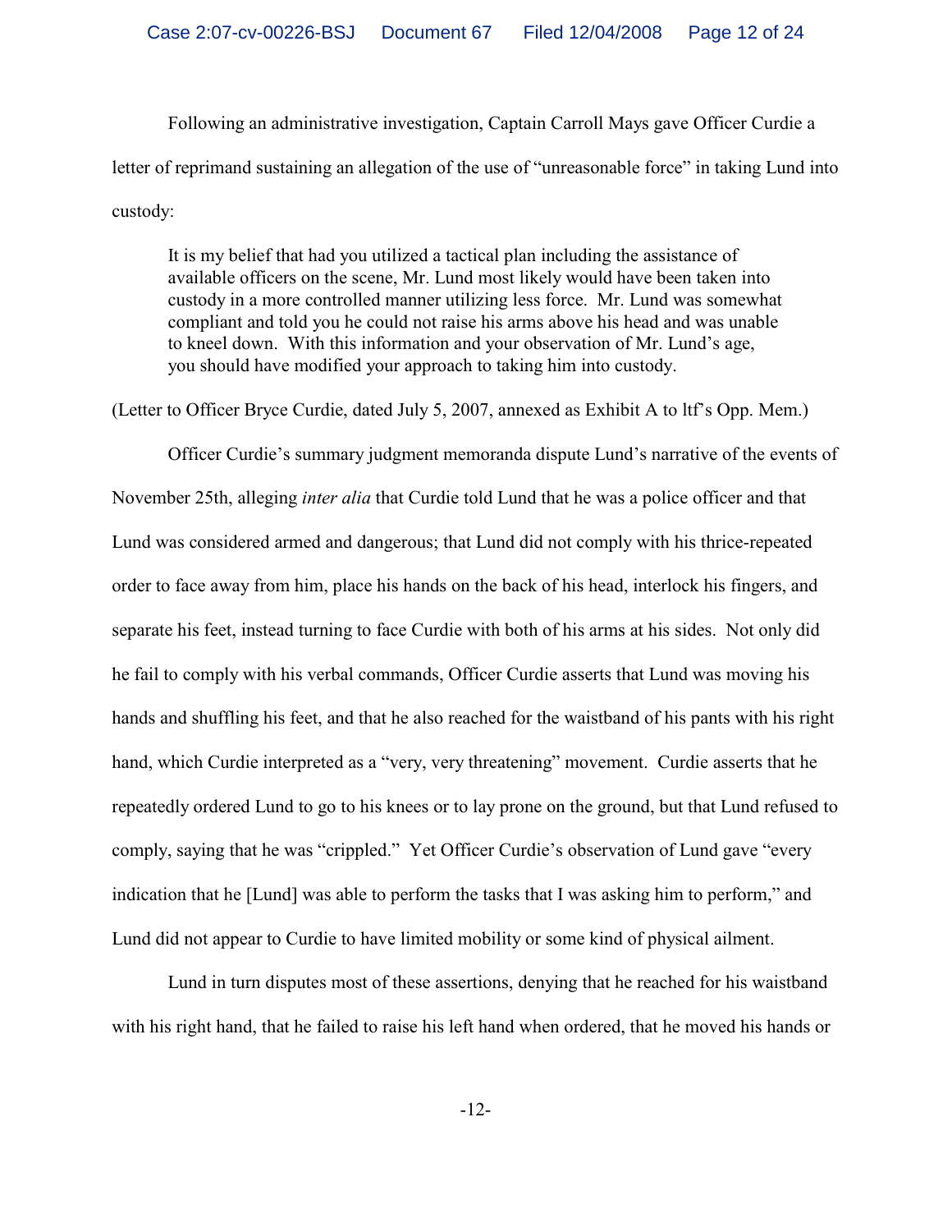Following an administrative investigation, Captain Carroll Mays gave Officer Curdie a letter of reprimand sustaining an allegation of the use of "unreasonable force" in taking Lund into custody:

> It is my belief that had you utilized a tactical plan including the assistance of available officers on the scene, Mr. Lund most likely would have been taken into custody in a more controlled manner utilizing less force. Mr. Lund was somewhat compliant and told you he could not raise his arms above his head and was unable to kneel down. With this information and your observation of Mr. Lund's age, you should have modified your approach to taking him into custody.

(Letter to Officer Bryce Curdie, dated July 5, 2007, annexed as Exhibit A to ltf's Opp. Mem.)

Officer Curdie's summary judgment memoranda dispute Lund's narrative of the events of November 25th, alleging *inter alia* that Curdie told Lund that he was a police officer and that Lund was considered armed and dangerous; that Lund did not comply with his thrice-repeated order to face away from him, place his hands on the back of his head, interlock his fingers, and separate his feet, instead turning to face Curdie with both of his arms at his sides. Not only did he fail to comply with his verbal commands, Officer Curdie asserts that Lund was moving his hands and shuffling his feet, and that he also reached for the waistband of his pants with his right hand, which Curdie interpreted as a "very, very threatening" movement. Curdie asserts that he repeatedly ordered Lund to go to his knees or to lay prone on the ground, but that Lund refused to comply, saying that he was "crippled." Yet Officer Curdie's observation of Lund gave "every indication that he [Lund] was able to perform the tasks that I was asking him to perform," and Lund did not appear to Curdie to have limited mobility or some kind of physical ailment.

Lund in turn disputes most of these assertions, denying that he reached for his waistband with his right hand, that he failed to raise his left hand when ordered, that he moved his hands or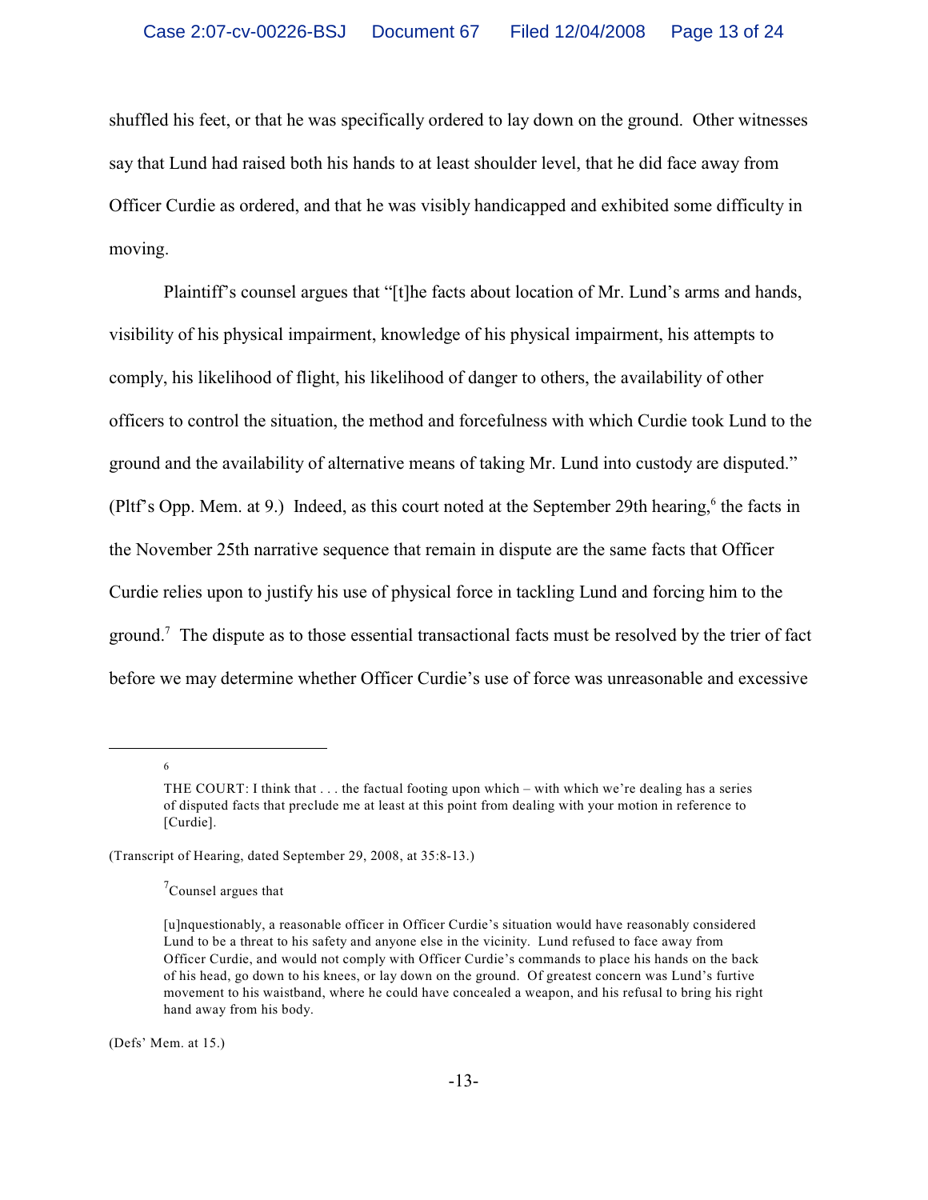shuffled his feet, or that he was specifically ordered to lay down on the ground. Other witnesses say that Lund had raised both his hands to at least shoulder level, that he did face away from Officer Curdie as ordered, and that he was visibly handicapped and exhibited some difficulty in moving.

Plaintiff's counsel argues that "[t]he facts about location of Mr. Lund's arms and hands, visibility of his physical impairment, knowledge of his physical impairment, his attempts to comply, his likelihood of flight, his likelihood of danger to others, the availability of other officers to control the situation, the method and forcefulness with which Curdie took Lund to the ground and the availability of alternative means of taking Mr. Lund into custody are disputed." (Pltf's Opp. Mem. at 9.) Indeed, as this court noted at the September 29th hearing,[6] the facts in the November 25th narrative sequence that remain in dispute are the same facts that Officer Curdie relies upon to justify his use of physical force in tackling Lund and forcing him to the ground.[7] The dispute as to those essential transactional facts must be resolved by the trier of fact before we may determine whether Officer Curdie's use of force was unreasonable and excessive

---

[6]

> THE COURT: I think that . . . the factual footing upon which – with which we're dealing has a series of disputed facts that preclude me at least at this point from dealing with your motion in reference to [Curdie].

(Transcript of Hearing, dated September 29, 2008, at 35:8-13.)

[7]Counsel argues that

> [u]nquestionably, a reasonable officer in Officer Curdie's situation would have reasonably considered Lund to be a threat to his safety and anyone else in the vicinity. Lund refused to face away from Officer Curdie, and would not comply with Officer Curdie's commands to place his hands on the back of his head, go down to his knees, or lay down on the ground. Of greatest concern was Lund's furtive movement to his waistband, where he could have concealed a weapon, and his refusal to bring his right hand away from his body.

(Defs' Mem. at 15.)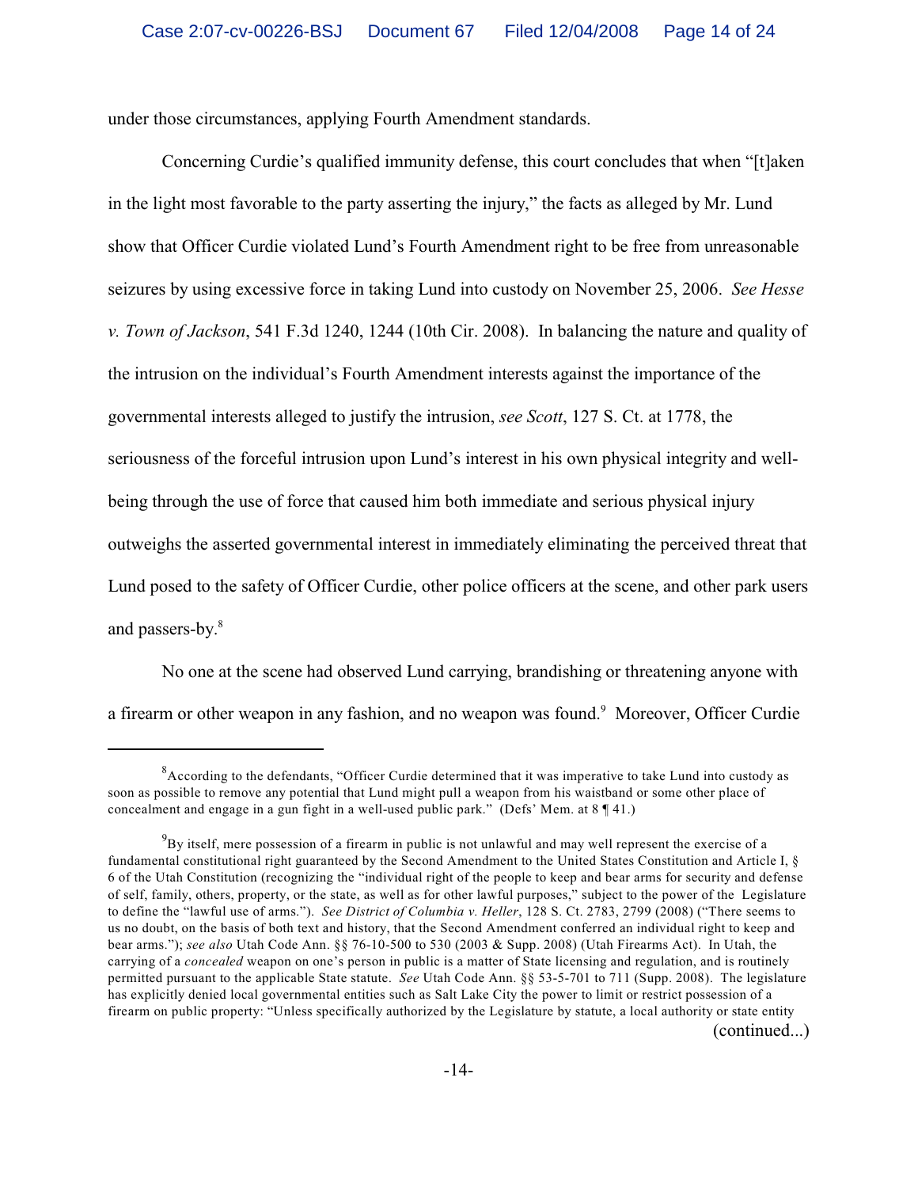under those circumstances, applying Fourth Amendment standards.

Concerning Curdie's qualified immunity defense, this court concludes that when "[t]aken in the light most favorable to the party asserting the injury," the facts as alleged by Mr. Lund show that Officer Curdie violated Lund's Fourth Amendment right to be free from unreasonable seizures by using excessive force in taking Lund into custody on November 25, 2006. *See Hesse v. Town of Jackson*, 541 F.3d 1240, 1244 (10th Cir. 2008). In balancing the nature and quality of the intrusion on the individual's Fourth Amendment interests against the importance of the governmental interests alleged to justify the intrusion, *see Scott*, 127 S. Ct. at 1778, the seriousness of the forceful intrusion upon Lund's interest in his own physical integrity and well-being through the use of force that caused him both immediate and serious physical injury outweighs the asserted governmental interest in immediately eliminating the perceived threat that Lund posed to the safety of Officer Curdie, other police officers at the scene, and other park users and passers-by.[8]

No one at the scene had observed Lund carrying, brandishing or threatening anyone with a firearm or other weapon in any fashion, and no weapon was found.[9] Moreover, Officer Curdie

---

[8] According to the defendants, "Officer Curdie determined that it was imperative to take Lund into custody as soon as possible to remove any potential that Lund might pull a weapon from his waistband or some other place of concealment and engage in a gun fight in a well-used public park." (Defs' Mem. at 8 ¶ 41.)

[9] By itself, mere possession of a firearm in public is not unlawful and may well represent the exercise of a fundamental constitutional right guaranteed by the Second Amendment to the United States Constitution and Article I, § 6 of the Utah Constitution (recognizing the "individual right of the people to keep and bear arms for security and defense of self, family, others, property, or the state, as well as for other lawful purposes," subject to the power of the Legislature to define the "lawful use of arms."). *See District of Columbia v. Heller*, 128 S. Ct. 2783, 2799 (2008) ("There seems to us no doubt, on the basis of both text and history, that the Second Amendment conferred an individual right to keep and bear arms."); *see also* Utah Code Ann. §§ 76-10-500 to 530 (2003 & Supp. 2008) (Utah Firearms Act). In Utah, the carrying of a *concealed* weapon on one's person in public is a matter of State licensing and regulation, and is routinely permitted pursuant to the applicable State statute. *See* Utah Code Ann. §§ 53-5-701 to 711 (Supp. 2008). The legislature has explicitly denied local governmental entities such as Salt Lake City the power to limit or restrict possession of a firearm on public property: "Unless specifically authorized by the Legislature by statute, a local authority or state entity

(continued...)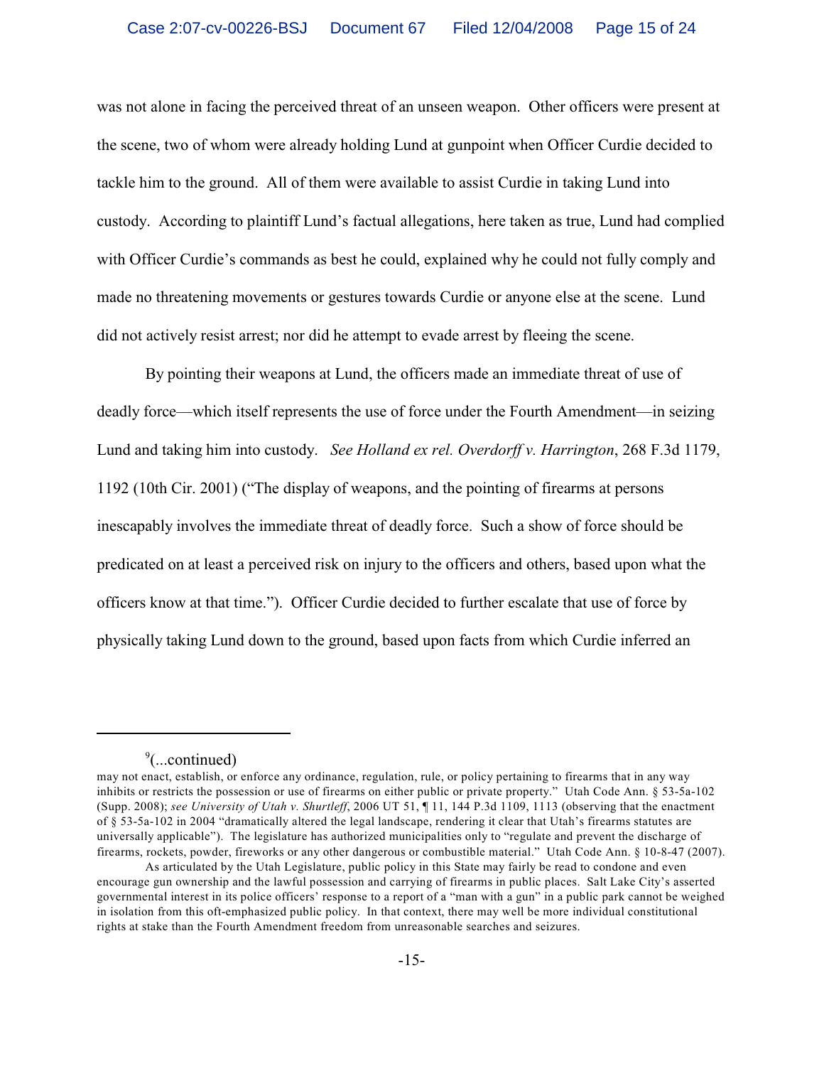was not alone in facing the perceived threat of an unseen weapon. Other officers were present at the scene, two of whom were already holding Lund at gunpoint when Officer Curdie decided to tackle him to the ground. All of them were available to assist Curdie in taking Lund into custody. According to plaintiff Lund's factual allegations, here taken as true, Lund had complied with Officer Curdie's commands as best he could, explained why he could not fully comply and made no threatening movements or gestures towards Curdie or anyone else at the scene. Lund did not actively resist arrest; nor did he attempt to evade arrest by fleeing the scene.

By pointing their weapons at Lund, the officers made an immediate threat of use of deadly force—which itself represents the use of force under the Fourth Amendment—in seizing Lund and taking him into custody. *See Holland ex rel. Overdorff v. Harrington*, 268 F.3d 1179, 1192 (10th Cir. 2001) ("The display of weapons, and the pointing of firearms at persons inescapably involves the immediate threat of deadly force. Such a show of force should be predicated on at least a perceived risk on injury to the officers and others, based upon what the officers know at that time."). Officer Curdie decided to further escalate that use of force by physically taking Lund down to the ground, based upon facts from which Curdie inferred an

---

[9](...continued)
may not enact, establish, or enforce any ordinance, regulation, rule, or policy pertaining to firearms that in any way inhibits or restricts the possession or use of firearms on either public or private property." Utah Code Ann. § 53-5a-102 (Supp. 2008); *see University of Utah v. Shurtleff*, 2006 UT 51, ¶ 11, 144 P.3d 1109, 1113 (observing that the enactment of § 53-5a-102 in 2004 "dramatically altered the legal landscape, rendering it clear that Utah's firearms statutes are universally applicable"). The legislature has authorized municipalities only to "regulate and prevent the discharge of firearms, rockets, powder, fireworks or any other dangerous or combustible material." Utah Code Ann. § 10-8-47 (2007).

As articulated by the Utah Legislature, public policy in this State may fairly be read to condone and even encourage gun ownership and the lawful possession and carrying of firearms in public places. Salt Lake City's asserted governmental interest in its police officers' response to a report of a "man with a gun" in a public park cannot be weighed in isolation from this oft-emphasized public policy. In that context, there may well be more individual constitutional rights at stake than the Fourth Amendment freedom from unreasonable searches and seizures.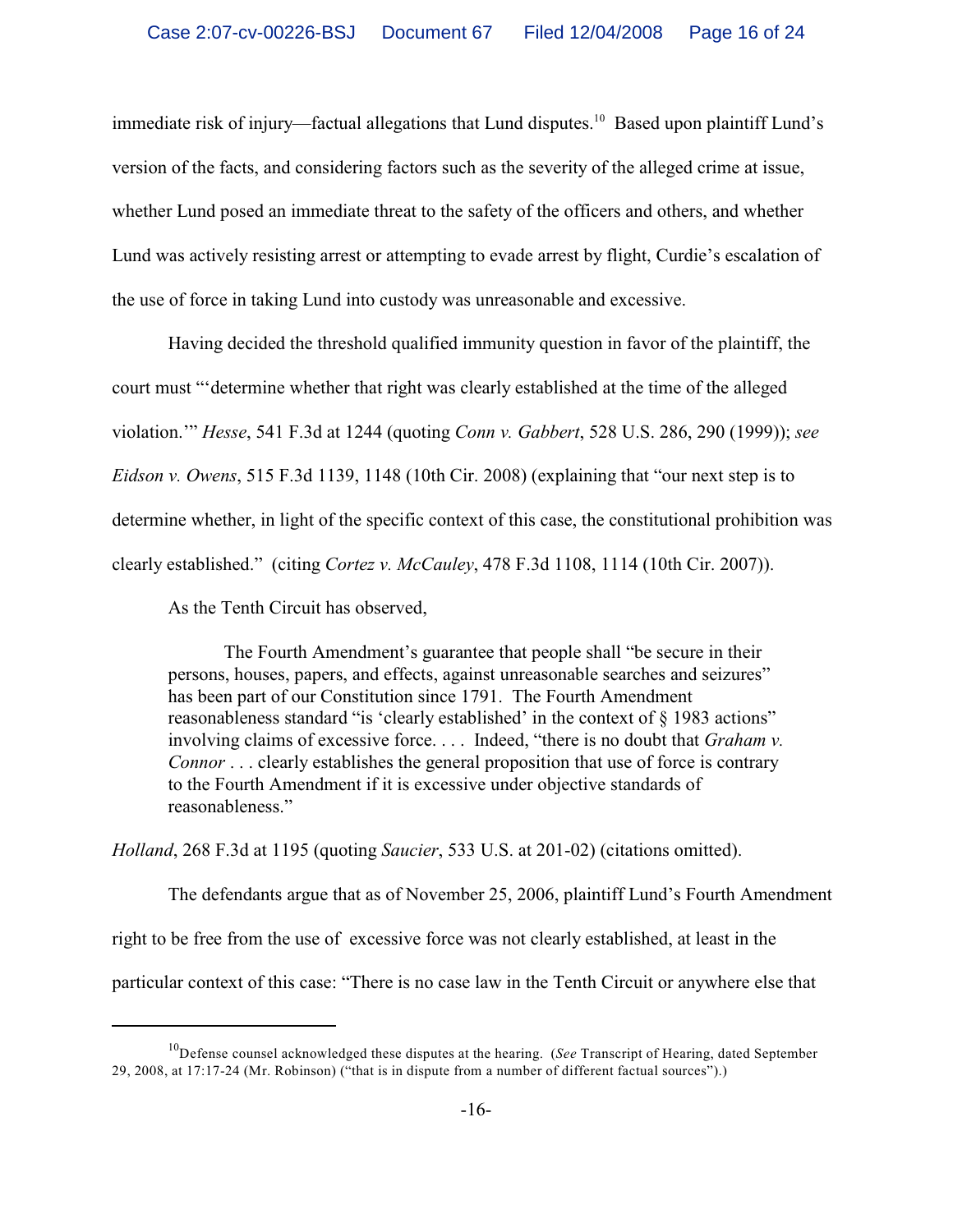immediate risk of injury—factual allegations that Lund disputes.[10] Based upon plaintiff Lund's version of the facts, and considering factors such as the severity of the alleged crime at issue, whether Lund posed an immediate threat to the safety of the officers and others, and whether Lund was actively resisting arrest or attempting to evade arrest by flight, Curdie's escalation of the use of force in taking Lund into custody was unreasonable and excessive.

Having decided the threshold qualified immunity question in favor of the plaintiff, the court must "'determine whether that right was clearly established at the time of the alleged violation.'" *Hesse*, 541 F.3d at 1244 (quoting *Conn v. Gabbert*, 528 U.S. 286, 290 (1999)); *see Eidson v. Owens*, 515 F.3d 1139, 1148 (10th Cir. 2008) (explaining that "our next step is to determine whether, in light of the specific context of this case, the constitutional prohibition was clearly established." (citing *Cortez v. McCauley*, 478 F.3d 1108, 1114 (10th Cir. 2007)).

As the Tenth Circuit has observed,

> The Fourth Amendment's guarantee that people shall "be secure in their persons, houses, papers, and effects, against unreasonable searches and seizures" has been part of our Constitution since 1791. The Fourth Amendment reasonableness standard "is 'clearly established' in the context of § 1983 actions" involving claims of excessive force. . . . Indeed, "there is no doubt that *Graham v. Connor* . . . clearly establishes the general proposition that use of force is contrary to the Fourth Amendment if it is excessive under objective standards of reasonableness."

*Holland*, 268 F.3d at 1195 (quoting *Saucier*, 533 U.S. at 201-02) (citations omitted).

The defendants argue that as of November 25, 2006, plaintiff Lund's Fourth Amendment right to be free from the use of excessive force was not clearly established, at least in the particular context of this case: "There is no case law in the Tenth Circuit or anywhere else that

[10] Defense counsel acknowledged these disputes at the hearing. (*See* Transcript of Hearing, dated September 29, 2008, at 17:17-24 (Mr. Robinson) ("that is in dispute from a number of different factual sources").)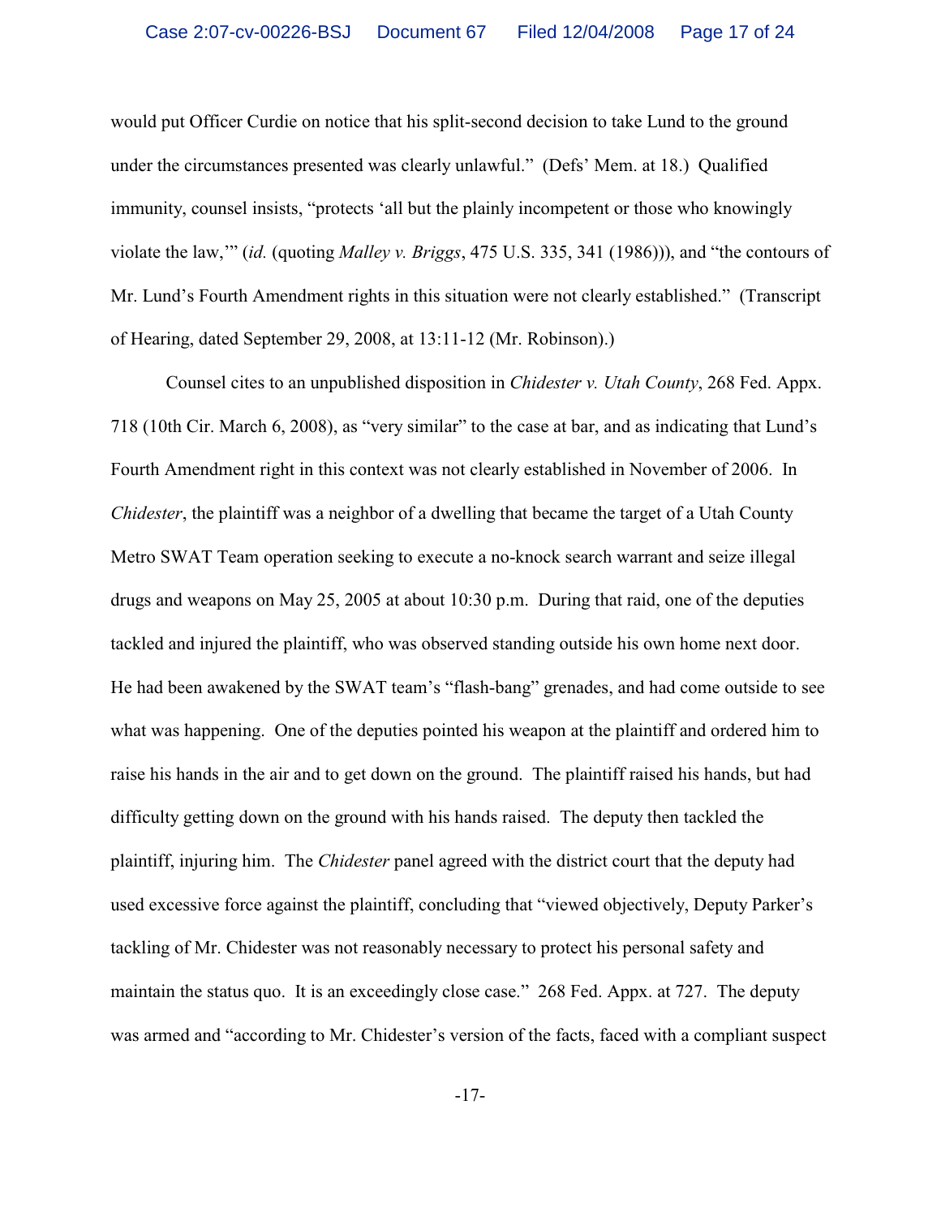would put Officer Curdie on notice that his split-second decision to take Lund to the ground under the circumstances presented was clearly unlawful." (Defs' Mem. at 18.) Qualified immunity, counsel insists, "protects 'all but the plainly incompetent or those who knowingly violate the law,'" (*id.* (quoting *Malley v. Briggs*, 475 U.S. 335, 341 (1986))), and "the contours of Mr. Lund's Fourth Amendment rights in this situation were not clearly established." (Transcript of Hearing, dated September 29, 2008, at 13:11-12 (Mr. Robinson).)

Counsel cites to an unpublished disposition in *Chidester v. Utah County*, 268 Fed. Appx. 718 (10th Cir. March 6, 2008), as "very similar" to the case at bar, and as indicating that Lund's Fourth Amendment right in this context was not clearly established in November of 2006. In *Chidester*, the plaintiff was a neighbor of a dwelling that became the target of a Utah County Metro SWAT Team operation seeking to execute a no-knock search warrant and seize illegal drugs and weapons on May 25, 2005 at about 10:30 p.m. During that raid, one of the deputies tackled and injured the plaintiff, who was observed standing outside his own home next door. He had been awakened by the SWAT team's "flash-bang" grenades, and had come outside to see what was happening. One of the deputies pointed his weapon at the plaintiff and ordered him to raise his hands in the air and to get down on the ground. The plaintiff raised his hands, but had difficulty getting down on the ground with his hands raised. The deputy then tackled the plaintiff, injuring him. The *Chidester* panel agreed with the district court that the deputy had used excessive force against the plaintiff, concluding that "viewed objectively, Deputy Parker's tackling of Mr. Chidester was not reasonably necessary to protect his personal safety and maintain the status quo. It is an exceedingly close case." 268 Fed. Appx. at 727. The deputy was armed and "according to Mr. Chidester's version of the facts, faced with a compliant suspect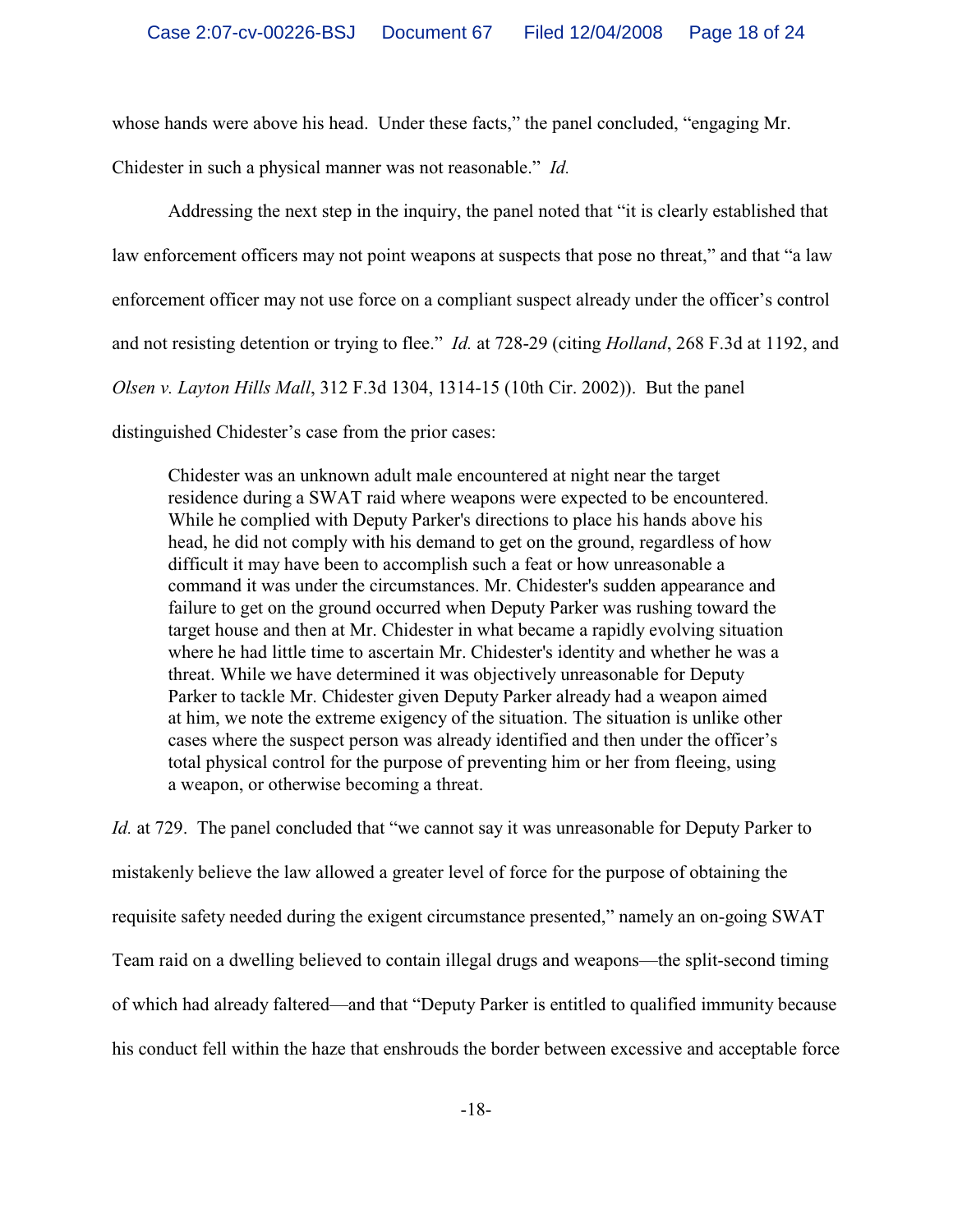whose hands were above his head. Under these facts," the panel concluded, "engaging Mr. Chidester in such a physical manner was not reasonable." *Id.*

Addressing the next step in the inquiry, the panel noted that "it is clearly established that law enforcement officers may not point weapons at suspects that pose no threat," and that "a law enforcement officer may not use force on a compliant suspect already under the officer's control and not resisting detention or trying to flee." *Id.* at 728-29 (citing *Holland*, 268 F.3d at 1192, and *Olsen v. Layton Hills Mall*, 312 F.3d 1304, 1314-15 (10th Cir. 2002)). But the panel distinguished Chidester's case from the prior cases:

> Chidester was an unknown adult male encountered at night near the target residence during a SWAT raid where weapons were expected to be encountered. While he complied with Deputy Parker's directions to place his hands above his head, he did not comply with his demand to get on the ground, regardless of how difficult it may have been to accomplish such a feat or how unreasonable a command it was under the circumstances. Mr. Chidester's sudden appearance and failure to get on the ground occurred when Deputy Parker was rushing toward the target house and then at Mr. Chidester in what became a rapidly evolving situation where he had little time to ascertain Mr. Chidester's identity and whether he was a threat. While we have determined it was objectively unreasonable for Deputy Parker to tackle Mr. Chidester given Deputy Parker already had a weapon aimed at him, we note the extreme exigency of the situation. The situation is unlike other cases where the suspect person was already identified and then under the officer's total physical control for the purpose of preventing him or her from fleeing, using a weapon, or otherwise becoming a threat.

*Id.* at 729. The panel concluded that "we cannot say it was unreasonable for Deputy Parker to mistakenly believe the law allowed a greater level of force for the purpose of obtaining the requisite safety needed during the exigent circumstance presented," namely an on-going SWAT Team raid on a dwelling believed to contain illegal drugs and weapons—the split-second timing of which had already faltered—and that "Deputy Parker is entitled to qualified immunity because his conduct fell within the haze that enshrouds the border between excessive and acceptable force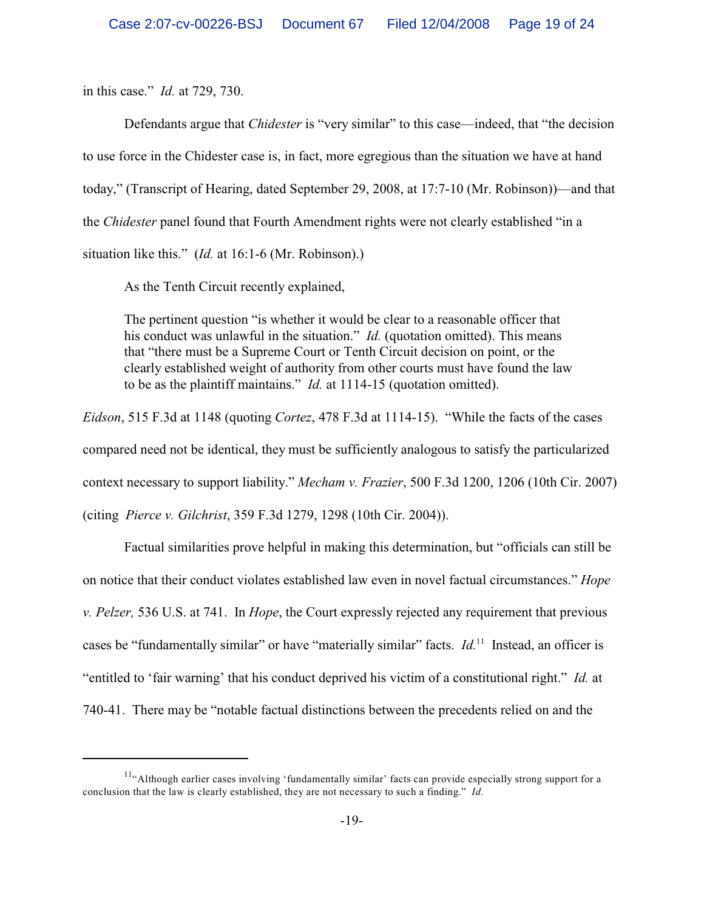in this case." *Id.* at 729, 730.

Defendants argue that *Chidester* is "very similar" to this case—indeed, that "the decision to use force in the Chidester case is, in fact, more egregious than the situation we have at hand today," (Transcript of Hearing, dated September 29, 2008, at 17:7-10 (Mr. Robinson))—and that the *Chidester* panel found that Fourth Amendment rights were not clearly established "in a situation like this." (*Id.* at 16:1-6 (Mr. Robinson).)

As the Tenth Circuit recently explained,

> The pertinent question "is whether it would be clear to a reasonable officer that his conduct was unlawful in the situation." *Id.* (quotation omitted). This means that "there must be a Supreme Court or Tenth Circuit decision on point, or the clearly established weight of authority from other courts must have found the law to be as the plaintiff maintains." *Id.* at 1114-15 (quotation omitted).

*Eidson*, 515 F.3d at 1148 (quoting *Cortez*, 478 F.3d at 1114-15). "While the facts of the cases compared need not be identical, they must be sufficiently analogous to satisfy the particularized context necessary to support liability." *Mecham v. Frazier*, 500 F.3d 1200, 1206 (10th Cir. 2007) (citing *Pierce v. Gilchrist*, 359 F.3d 1279, 1298 (10th Cir. 2004)).

Factual similarities prove helpful in making this determination, but "officials can still be on notice that their conduct violates established law even in novel factual circumstances." *Hope v. Pelzer,* 536 U.S. at 741. In *Hope*, the Court expressly rejected any requirement that previous cases be "fundamentally similar" or have "materially similar" facts. *Id.*[11] Instead, an officer is "entitled to 'fair warning' that his conduct deprived his victim of a constitutional right." *Id.* at 740-41. There may be "notable factual distinctions between the precedents relied on and the

---

[11] "Although earlier cases involving 'fundamentally similar' facts can provide especially strong support for a conclusion that the law is clearly established, they are not necessary to such a finding." *Id.*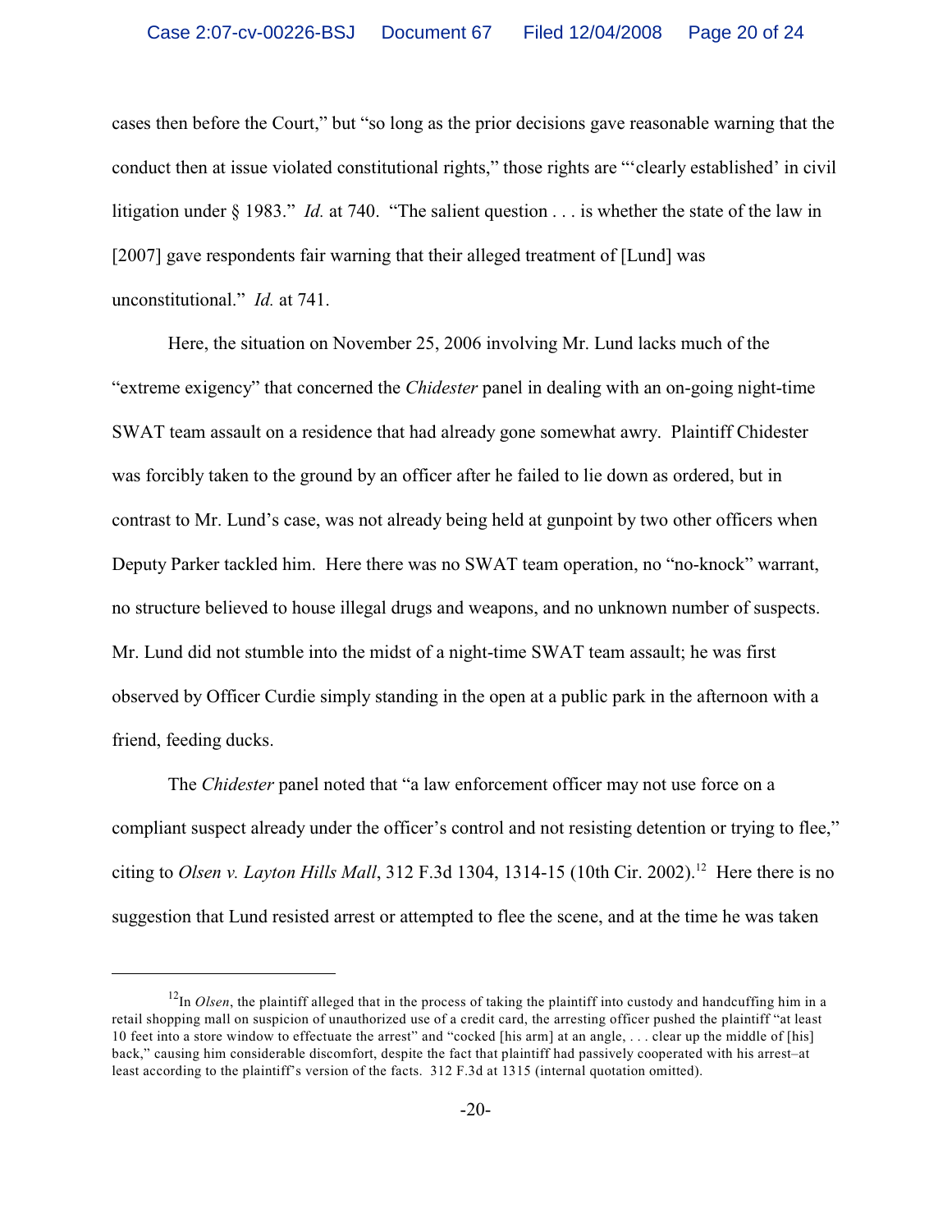cases then before the Court," but "so long as the prior decisions gave reasonable warning that the conduct then at issue violated constitutional rights," those rights are "'clearly established' in civil litigation under § 1983." *Id.* at 740. "The salient question . . . is whether the state of the law in [2007] gave respondents fair warning that their alleged treatment of [Lund] was unconstitutional." *Id.* at 741.

Here, the situation on November 25, 2006 involving Mr. Lund lacks much of the "extreme exigency" that concerned the *Chidester* panel in dealing with an on-going night-time SWAT team assault on a residence that had already gone somewhat awry. Plaintiff Chidester was forcibly taken to the ground by an officer after he failed to lie down as ordered, but in contrast to Mr. Lund's case, was not already being held at gunpoint by two other officers when Deputy Parker tackled him. Here there was no SWAT team operation, no "no-knock" warrant, no structure believed to house illegal drugs and weapons, and no unknown number of suspects. Mr. Lund did not stumble into the midst of a night-time SWAT team assault; he was first observed by Officer Curdie simply standing in the open at a public park in the afternoon with a friend, feeding ducks.

The *Chidester* panel noted that "a law enforcement officer may not use force on a compliant suspect already under the officer's control and not resisting detention or trying to flee," citing to *Olsen v. Layton Hills Mall*, 312 F.3d 1304, 1314-15 (10th Cir. 2002).[12] Here there is no suggestion that Lund resisted arrest or attempted to flee the scene, and at the time he was taken

---

[12]In *Olsen*, the plaintiff alleged that in the process of taking the plaintiff into custody and handcuffing him in a retail shopping mall on suspicion of unauthorized use of a credit card, the arresting officer pushed the plaintiff "at least 10 feet into a store window to effectuate the arrest" and "cocked [his arm] at an angle, . . . clear up the middle of [his] back," causing him considerable discomfort, despite the fact that plaintiff had passively cooperated with his arrest–at least according to the plaintiff's version of the facts. 312 F.3d at 1315 (internal quotation omitted).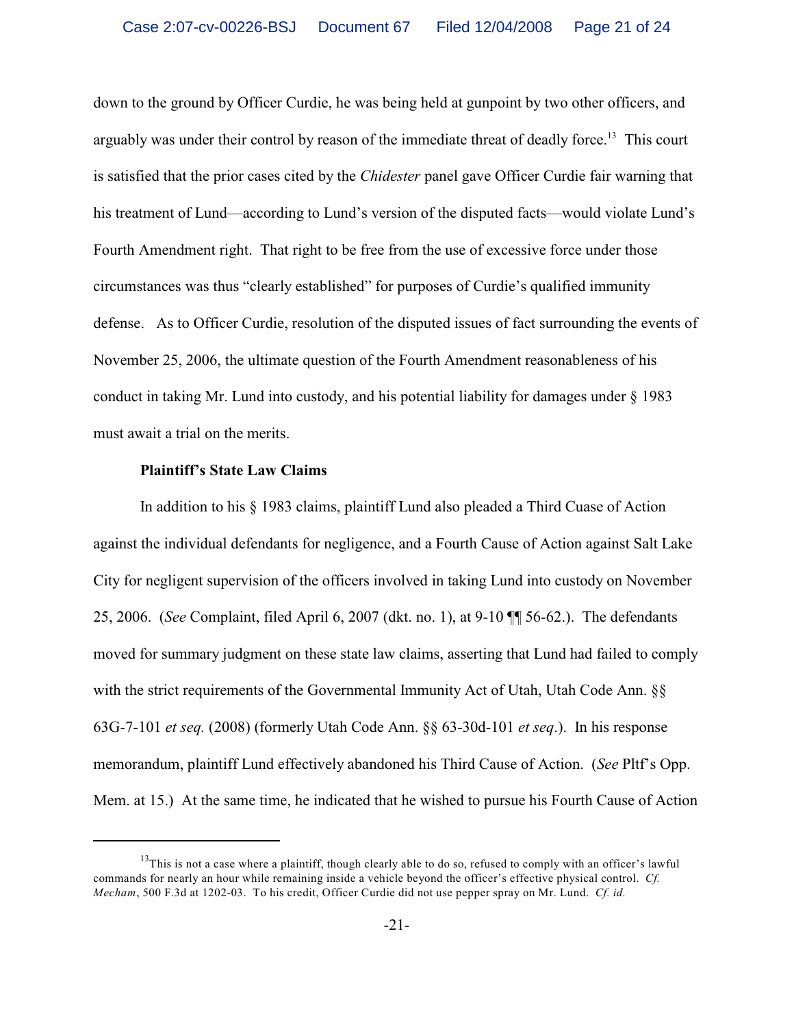down to the ground by Officer Curdie, he was being held at gunpoint by two other officers, and arguably was under their control by reason of the immediate threat of deadly force.[13] This court is satisfied that the prior cases cited by the *Chidester* panel gave Officer Curdie fair warning that his treatment of Lund—according to Lund's version of the disputed facts—would violate Lund's Fourth Amendment right. That right to be free from the use of excessive force under those circumstances was thus "clearly established" for purposes of Curdie's qualified immunity defense. As to Officer Curdie, resolution of the disputed issues of fact surrounding the events of November 25, 2006, the ultimate question of the Fourth Amendment reasonableness of his conduct in taking Mr. Lund into custody, and his potential liability for damages under § 1983 must await a trial on the merits.

**Plaintiff's State Law Claims**

In addition to his § 1983 claims, plaintiff Lund also pleaded a Third Cuase of Action against the individual defendants for negligence, and a Fourth Cause of Action against Salt Lake City for negligent supervision of the officers involved in taking Lund into custody on November 25, 2006. (*See* Complaint, filed April 6, 2007 (dkt. no. 1), at 9-10 ¶¶ 56-62.). The defendants moved for summary judgment on these state law claims, asserting that Lund had failed to comply with the strict requirements of the Governmental Immunity Act of Utah, Utah Code Ann. §§ 63G-7-101 *et seq.* (2008) (formerly Utah Code Ann. §§ 63-30d-101 *et seq*.). In his response memorandum, plaintiff Lund effectively abandoned his Third Cause of Action. (*See* Pltf's Opp. Mem. at 15.) At the same time, he indicated that he wished to pursue his Fourth Cause of Action

---

[13] This is not a case where a plaintiff, though clearly able to do so, refused to comply with an officer's lawful commands for nearly an hour while remaining inside a vehicle beyond the officer's effective physical control. *Cf. Mecham*, 500 F.3d at 1202-03. To his credit, Officer Curdie did not use pepper spray on Mr. Lund. *Cf. id.*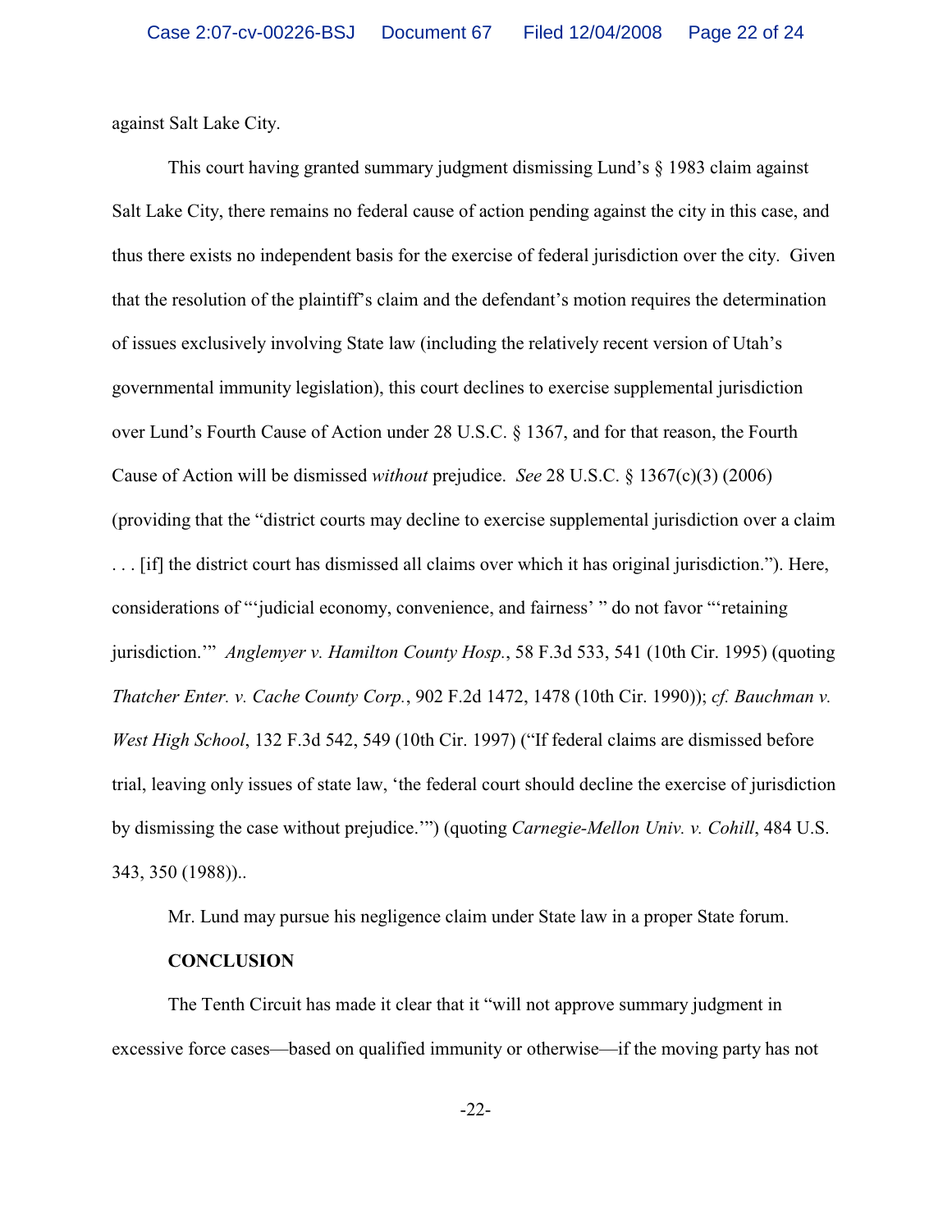against Salt Lake City.

This court having granted summary judgment dismissing Lund's § 1983 claim against Salt Lake City, there remains no federal cause of action pending against the city in this case, and thus there exists no independent basis for the exercise of federal jurisdiction over the city. Given that the resolution of the plaintiff's claim and the defendant's motion requires the determination of issues exclusively involving State law (including the relatively recent version of Utah's governmental immunity legislation), this court declines to exercise supplemental jurisdiction over Lund's Fourth Cause of Action under 28 U.S.C. § 1367, and for that reason, the Fourth Cause of Action will be dismissed *without* prejudice. *See* 28 U.S.C. § 1367(c)(3) (2006) (providing that the "district courts may decline to exercise supplemental jurisdiction over a claim . . . [if] the district court has dismissed all claims over which it has original jurisdiction."). Here, considerations of "'judicial economy, convenience, and fairness' " do not favor "'retaining jurisdiction.'" *Anglemyer v. Hamilton County Hosp.*, 58 F.3d 533, 541 (10th Cir. 1995) (quoting *Thatcher Enter. v. Cache County Corp.*, 902 F.2d 1472, 1478 (10th Cir. 1990)); *cf. Bauchman v. West High School*, 132 F.3d 542, 549 (10th Cir. 1997) ("If federal claims are dismissed before trial, leaving only issues of state law, 'the federal court should decline the exercise of jurisdiction by dismissing the case without prejudice.'") (quoting *Carnegie-Mellon Univ. v. Cohill*, 484 U.S. 343, 350 (1988))..

Mr. Lund may pursue his negligence claim under State law in a proper State forum.

**CONCLUSION**

The Tenth Circuit has made it clear that it "will not approve summary judgment in excessive force cases—based on qualified immunity or otherwise—if the moving party has not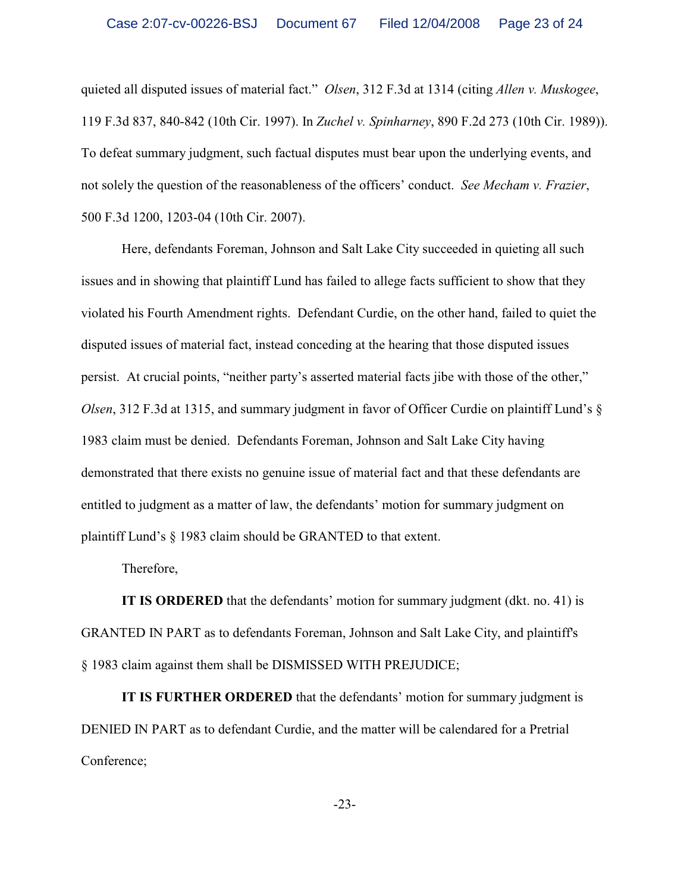quieted all disputed issues of material fact." *Olsen*, 312 F.3d at 1314 (citing *Allen v. Muskogee*, 119 F.3d 837, 840-842 (10th Cir. 1997). In *Zuchel v. Spinharney*, 890 F.2d 273 (10th Cir. 1989)). To defeat summary judgment, such factual disputes must bear upon the underlying events, and not solely the question of the reasonableness of the officers' conduct. *See Mecham v. Frazier*, 500 F.3d 1200, 1203-04 (10th Cir. 2007).

Here, defendants Foreman, Johnson and Salt Lake City succeeded in quieting all such issues and in showing that plaintiff Lund has failed to allege facts sufficient to show that they violated his Fourth Amendment rights. Defendant Curdie, on the other hand, failed to quiet the disputed issues of material fact, instead conceding at the hearing that those disputed issues persist. At crucial points, "neither party's asserted material facts jibe with those of the other," *Olsen*, 312 F.3d at 1315, and summary judgment in favor of Officer Curdie on plaintiff Lund's § 1983 claim must be denied. Defendants Foreman, Johnson and Salt Lake City having demonstrated that there exists no genuine issue of material fact and that these defendants are entitled to judgment as a matter of law, the defendants' motion for summary judgment on plaintiff Lund's § 1983 claim should be GRANTED to that extent.

Therefore,

**IT IS ORDERED** that the defendants' motion for summary judgment (dkt. no. 41) is GRANTED IN PART as to defendants Foreman, Johnson and Salt Lake City, and plaintiff's § 1983 claim against them shall be DISMISSED WITH PREJUDICE;

**IT IS FURTHER ORDERED** that the defendants' motion for summary judgment is DENIED IN PART as to defendant Curdie, and the matter will be calendared for a Pretrial Conference;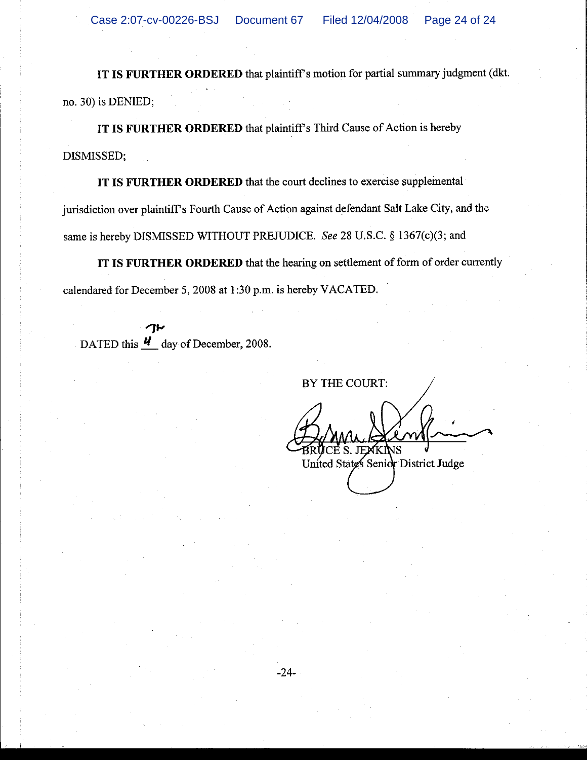**IT IS FURTHER ORDERED** that plaintiff's motion for partial summary judgment (dkt. no. 30) is DENIED;

**IT IS FURTHER ORDERED** that plaintiff's Third Cause of Action is hereby DISMISSED;

**IT IS FURTHER ORDERED** that the court declines to exercise supplemental jurisdiction over plaintiff's Fourth Cause of Action against defendant Salt Lake City, and the same is hereby DISMISSED WITHOUT PREJUDICE. *See* 28 U.S.C. § 1367(c)(3; and

**IT IS FURTHER ORDERED** that the hearing on settlement of form of order currently calendared for December 5, 2008 at 1:30 p.m. is hereby VACATED.

DATED this 4th day of December, 2008.

BY THE COURT:

BRUCE S. JENKINS
United States Senior District Judge